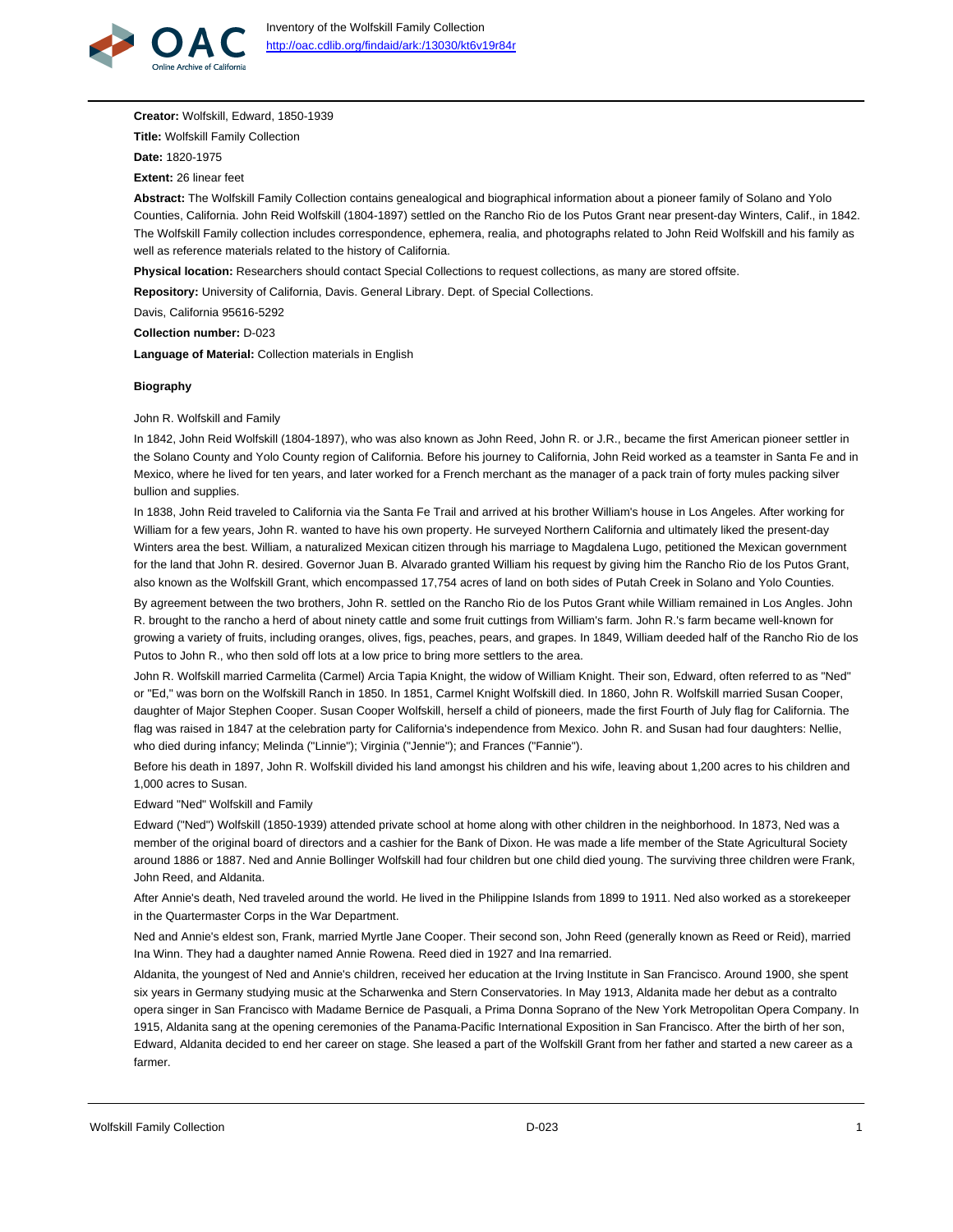**Creator:** Wolfskill, Edward, 1850-1939

**Title:** Wolfskill Family Collection

**Date:** 1820-1975

**Extent:** 26 linear feet

**Abstract:** The Wolfskill Family Collection contains genealogical and biographical information about a pioneer family of Solano and Yolo Counties, California. John Reid Wolfskill (1804-1897) settled on the Rancho Rio de los Putos Grant near present-day Winters, Calif., in 1842. The Wolfskill Family collection includes correspondence, ephemera, realia, and photographs related to John Reid Wolfskill and his family as well as reference materials related to the history of California.

**Physical location:** Researchers should contact Special Collections to request collections, as many are stored offsite.

**Repository:** University of California, Davis. General Library. Dept. of Special Collections.

Davis, California 95616-5292

**Collection number:** D-023

**Language of Material:** Collection materials in English

## Biography

### John R. Wolfskill and Family

In 1842, John Reid Wolfskill (1804-1897), who was also known as John Reed, John R. or J.R., became the first American pioneer settler in the Solano County and Yolo County region of California. Before his journey to California, John Reid worked as a teamster in Santa Fe and in Mexico, where he lived for ten years, and later worked for a French merchant as the manager of a pack train of forty mules packing silver bullion and supplies.

In 1838, John Reid traveled to California via the Santa Fe Trail and arrived at his brother William's house in Los Angeles. After working for William for a few years, John R. wanted to have his own property. He surveyed Northern California and ultimately liked the present-day Winters area the best. William, a naturalized Mexican citizen through his marriage to Magdalena Lugo, petitioned the Mexican government for the land that John R. desired. Governor Juan B. Alvarado granted William his request by giving him the Rancho Rio de los Putos Grant, also known as the Wolfskill Grant, which encompassed 17,754 acres of land on both sides of Putah Creek in Solano and Yolo Counties.

By agreement between the two brothers, John R. settled on the Rancho Rio de los Putos Grant while William remained in Los Angles. John R. brought to the rancho a herd of about ninety cattle and some fruit cuttings from William's farm. John R.'s farm became well-known for growing a variety of fruits, including oranges, olives, figs, peaches, pears, and grapes. In 1849, William deeded half of the Rancho Rio de los Putos to John R., who then sold off lots at a low price to bring more settlers to the area.

John R. Wolfskill married Carmelita (Carmel) Arcia Tapia Knight, the widow of William Knight. Their son, Edward, often referred to as "Ned" or "Ed," was born on the Wolfskill Ranch in 1850. In 1851, Carmel Knight Wolfskill died. In 1860, John R. Wolfskill married Susan Cooper, daughter of Major Stephen Cooper. Susan Cooper Wolfskill, herself a child of pioneers, made the first Fourth of July flag for California. The flag was raised in 1847 at the celebration party for California's independence from Mexico. John R. and Susan had four daughters: Nellie, who died during infancy; Melinda ("Linnie"); Virginia ("Jennie"); and Frances ("Fannie").

Before his death in 1897, John R. Wolfskill divided his land amongst his children and his wife, leaving about 1,200 acres to his children and 1,000 acres to Susan.

### Edward "Ned" Wolfskill and Family

Edward ("Ned") Wolfskill (1850-1939) attended private school at home along with other children in the neighborhood. In 1873, Ned was a member of the original board of directors and a cashier for the Bank of Dixon. He was made a life member of the State Agricultural Society around 1886 or 1887. Ned and Annie Bollinger Wolfskill had four children but one child died young. The surviving three children were Frank, John Reed, and Aldanita.

After Annie's death, Ned traveled around the world. He lived in the Philippine Islands from 1899 to 1911. Ned also worked as a storekeeper in the Quartermaster Corps in the War Department.

Ned and Annie's eldest son, Frank, married Myrtle Jane Cooper. Their second son, John Reed (generally known as Reed or Reid), married Ina Winn. They had a daughter named Annie Rowena. Reed died in 1927 and Ina remarried.

Aldanita, the youngest of Ned and Annie's children, received her education at the Irving Institute in San Francisco. Around 1900, she spent six years in Germany studying music at the Scharwenka and Stern Conservatories. In May 1913, Aldanita made her debut as a contralto opera singer in San Francisco with Madame Bernice de Pasquali, a Prima Donna Soprano of the New York Metropolitan Opera Company. In 1915, Aldanita sang at the opening ceremonies of the Panama-Pacific International Exposition in San Francisco. After the birth of her son, Edward, Aldanita decided to end her career on stage. She leased a part of the Wolfskill Grant from her father and started a new career as a farmer.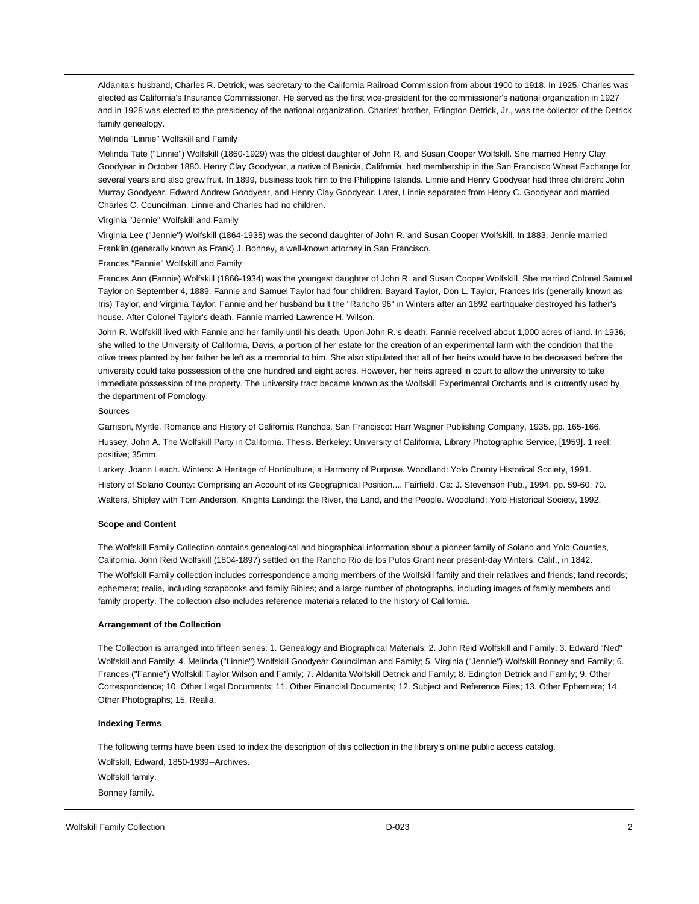Aldanita's husband, Charles R. Detrick, was secretary to the California Railroad Commission from about 1900 to 1918. In 1925, Charles was elected as California's Insurance Commissioner. He served as the first vice-president for the commissioner's national organization in 1927 and in 1928 was elected to the presidency of the national organization. Charles' brother, Edington Detrick, Jr., was the collector of the Detrick family genealogy.

Melinda "Linnie" Wolfskill and Family

Melinda Tate ("Linnie") Wolfskill (1860-1929) was the oldest daughter of John R. and Susan Cooper Wolfskill. She married Henry Clay Goodyear in October 1880. Henry Clay Goodyear, a native of Benicia, California, had membership in the San Francisco Wheat Exchange for several years and also grew fruit. In 1899, business took him to the Philippine Islands. Linnie and Henry Goodyear had three children: John Murray Goodyear, Edward Andrew Goodyear, and Henry Clay Goodyear. Later, Linnie separated from Henry C. Goodyear and married Charles C. Councilman. Linnie and Charles had no children.

Virginia "Jennie" Wolfskill and Family

Virginia Lee ("Jennie") Wolfskill (1864-1935) was the second daughter of John R. and Susan Cooper Wolfskill. In 1883, Jennie married Franklin (generally known as Frank) J. Bonney, a well-known attorney in San Francisco.

Frances "Fannie" Wolfskill and Family

Frances Ann (Fannie) Wolfskill (1866-1934) was the youngest daughter of John R. and Susan Cooper Wolfskill. She married Colonel Samuel Taylor on September 4, 1889. Fannie and Samuel Taylor had four children: Bayard Taylor, Don L. Taylor, Frances Iris (generally known as Iris) Taylor, and Virginia Taylor. Fannie and her husband built the "Rancho 96" in Winters after an 1892 earthquake destroyed his father's house. After Colonel Taylor's death, Fannie married Lawrence H. Wilson.

John R. Wolfskill lived with Fannie and her family until his death. Upon John R.'s death, Fannie received about 1,000 acres of land. In 1936, she willed to the University of California, Davis, a portion of her estate for the creation of an experimental farm with the condition that the olive trees planted by her father be left as a memorial to him. She also stipulated that all of her heirs would have to be deceased before the university could take possession of the one hundred and eight acres. However, her heirs agreed in court to allow the university to take immediate possession of the property. The university tract became known as the Wolfskill Experimental Orchards and is currently used by the department of Pomology.

Sources

Garrison, Myrtle. Romance and History of California Ranchos. San Francisco: Harr Wagner Publishing Company, 1935. pp. 165-166.

Hussey, John A. The Wolfskill Party in California. Thesis. Berkeley: University of California, Library Photographic Service, [1959]. 1 reel: positive; 35mm.

Larkey, Joann Leach. Winters: A Heritage of Horticulture, a Harmony of Purpose. Woodland: Yolo County Historical Society, 1991.

History of Solano County: Comprising an Account of its Geographical Position.... Fairfield, Ca: J. Stevenson Pub., 1994. pp. 59-60, 70.

Walters, Shipley with Tom Anderson. Knights Landing: the River, the Land, and the People. Woodland: Yolo Historical Society, 1992.

**Scope and Content**

The Wolfskill Family Collection contains genealogical and biographical information about a pioneer family of Solano and Yolo Counties, California. John Reid Wolfskill (1804-1897) settled on the Rancho Rio de los Putos Grant near present-day Winters, Calif., in 1842.

The Wolfskill Family collection includes correspondence among members of the Wolfskill family and their relatives and friends; land records; ephemera; realia, including scrapbooks and family Bibles; and a large number of photographs, including images of family members and family property. The collection also includes reference materials related to the history of California.

**Arrangement of the Collection**

The Collection is arranged into fifteen series: 1. Genealogy and Biographical Materials; 2. John Reid Wolfskill and Family; 3. Edward "Ned" Wolfskill and Family; 4. Melinda ("Linnie") Wolfskill Goodyear Councilman and Family; 5. Virginia ("Jennie") Wolfskill Bonney and Family; 6. Frances ("Fannie") Wolfskill Taylor Wilson and Family; 7. Aldanita Wolfskill Detrick and Family; 8. Edington Detrick and Family; 9. Other Correspondence; 10. Other Legal Documents; 11. Other Financial Documents; 12. Subject and Reference Files; 13. Other Ephemera; 14. Other Photographs; 15. Realia.

**Indexing Terms**

The following terms have been used to index the description of this collection in the library's online public access catalog.

Wolfskill, Edward, 1850-1939--Archives.

Wolfskill family.

Bonney family.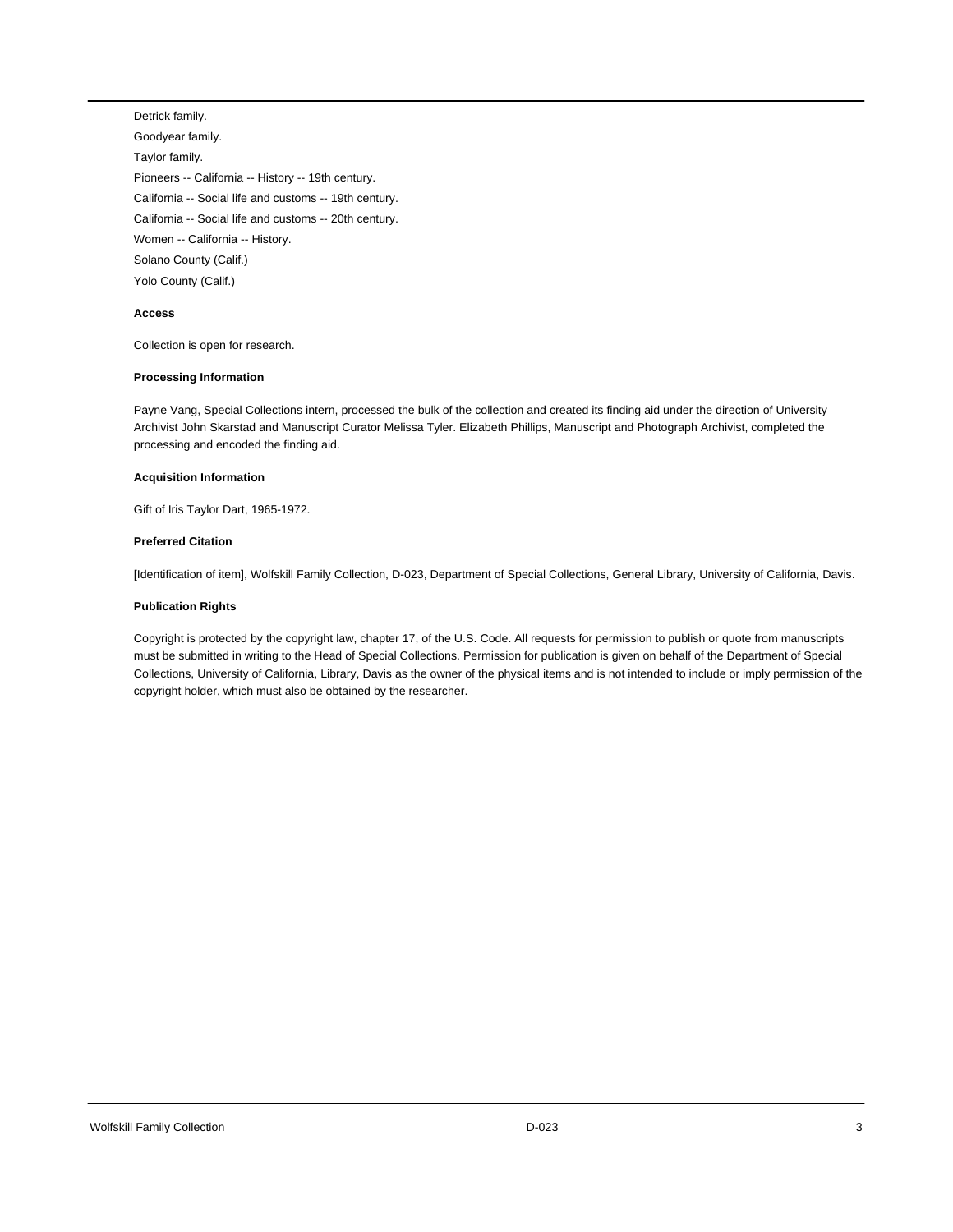Detrick family.

Goodyear family.

Taylor family.

Pioneers -- California -- History -- 19th century.

California -- Social life and customs -- 19th century.

California -- Social life and customs -- 20th century.

Women -- California -- History.

Solano County (Calif.)

Yolo County (Calif.)

**Access**

Collection is open for research.

**Processing Information**

Payne Vang, Special Collections intern, processed the bulk of the collection and created its finding aid under the direction of University Archivist John Skarstad and Manuscript Curator Melissa Tyler. Elizabeth Phillips, Manuscript and Photograph Archivist, completed the processing and encoded the finding aid.

**Acquisition Information**

Gift of Iris Taylor Dart, 1965-1972.

**Preferred Citation**

[Identification of item], Wolfskill Family Collection, D-023, Department of Special Collections, General Library, University of California, Davis.

**Publication Rights**

Copyright is protected by the copyright law, chapter 17, of the U.S. Code. All requests for permission to publish or quote from manuscripts must be submitted in writing to the Head of Special Collections. Permission for publication is given on behalf of the Department of Special Collections, University of California, Library, Davis as the owner of the physical items and is not intended to include or imply permission of the copyright holder, which must also be obtained by the researcher.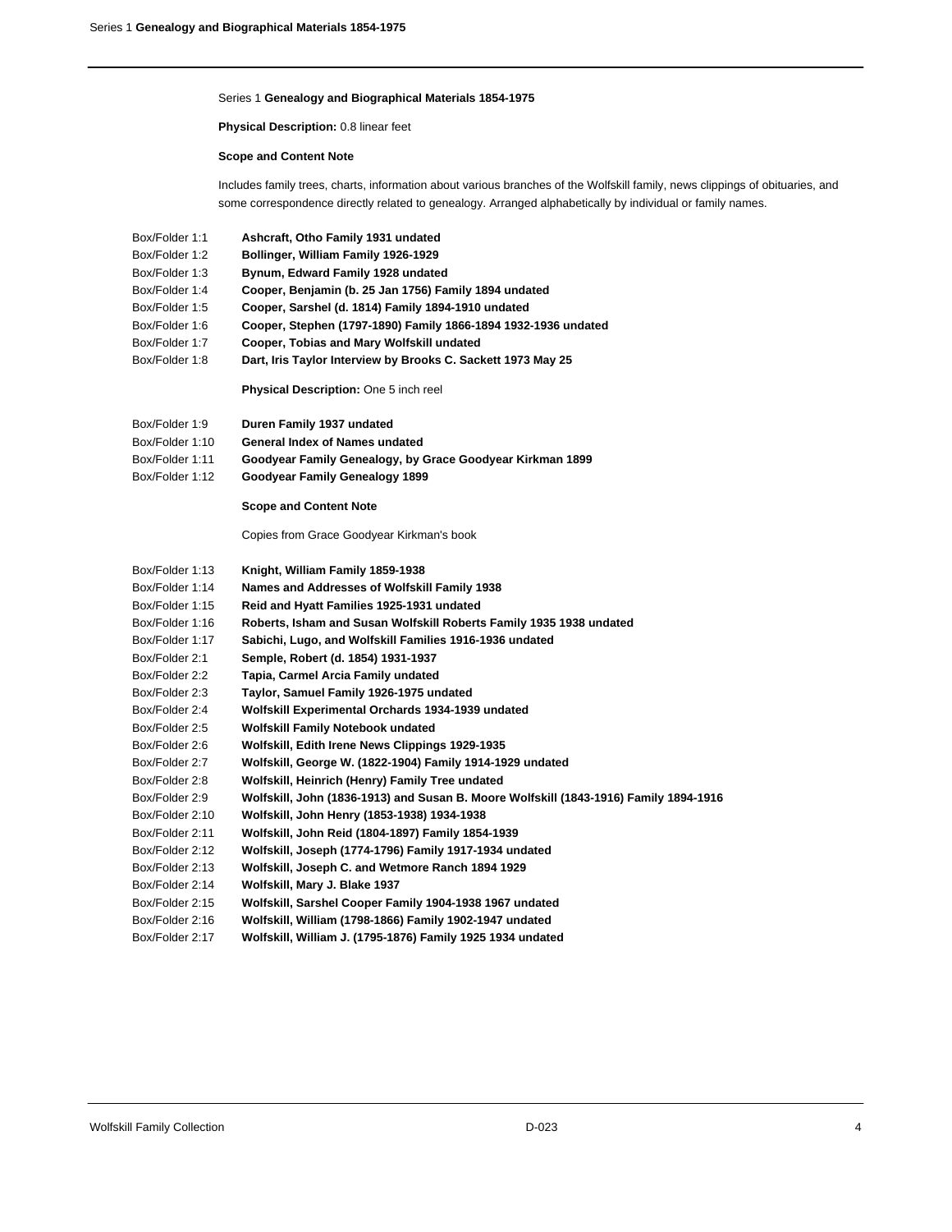## Series 1 **Genealogy and Biographical Materials 1854-1975**

**Physical Description:** 0.8 linear feet

**Scope and Content Note**

Includes family trees, charts, information about various branches of the Wolfskill family, news clippings of obituaries, and some correspondence directly related to genealogy. Arranged alphabetically by individual or family names.

| | |
|---|---|
| Box/Folder 1:1 | **Ashcraft, Otho Family 1931 undated** |
| Box/Folder 1:2 | **Bollinger, William Family 1926-1929** |
| Box/Folder 1:3 | **Bynum, Edward Family 1928 undated** |
| Box/Folder 1:4 | **Cooper, Benjamin (b. 25 Jan 1756) Family 1894 undated** |
| Box/Folder 1:5 | **Cooper, Sarshel (d. 1814) Family 1894-1910 undated** |
| Box/Folder 1:6 | **Cooper, Stephen (1797-1890) Family 1866-1894 1932-1936 undated** |
| Box/Folder 1:7 | **Cooper, Tobias and Mary Wolfskill undated** |
| Box/Folder 1:8 | **Dart, Iris Taylor Interview by Brooks C. Sackett 1973 May 25** |

**Physical Description:** One 5 inch reel

| | |
|---|---|
| Box/Folder 1:9 | **Duren Family 1937 undated** |
| Box/Folder 1:10 | **General Index of Names undated** |
| Box/Folder 1:11 | **Goodyear Family Genealogy, by Grace Goodyear Kirkman 1899** |
| Box/Folder 1:12 | **Goodyear Family Genealogy 1899** |

**Scope and Content Note**

Copies from Grace Goodyear Kirkman's book

| | |
|---|---|
| Box/Folder 1:13 | **Knight, William Family 1859-1938** |
| Box/Folder 1:14 | **Names and Addresses of Wolfskill Family 1938** |
| Box/Folder 1:15 | **Reid and Hyatt Families 1925-1931 undated** |
| Box/Folder 1:16 | **Roberts, Isham and Susan Wolfskill Roberts Family 1935 1938 undated** |
| Box/Folder 1:17 | **Sabichi, Lugo, and Wolfskill Families 1916-1936 undated** |
| Box/Folder 2:1 | **Semple, Robert (d. 1854) 1931-1937** |
| Box/Folder 2:2 | **Tapia, Carmel Arcia Family undated** |
| Box/Folder 2:3 | **Taylor, Samuel Family 1926-1975 undated** |
| Box/Folder 2:4 | **Wolfskill Experimental Orchards 1934-1939 undated** |
| Box/Folder 2:5 | **Wolfskill Family Notebook undated** |
| Box/Folder 2:6 | **Wolfskill, Edith Irene News Clippings 1929-1935** |
| Box/Folder 2:7 | **Wolfskill, George W. (1822-1904) Family 1914-1929 undated** |
| Box/Folder 2:8 | **Wolfskill, Heinrich (Henry) Family Tree undated** |
| Box/Folder 2:9 | **Wolfskill, John (1836-1913) and Susan B. Moore Wolfskill (1843-1916) Family 1894-1916** |
| Box/Folder 2:10 | **Wolfskill, John Henry (1853-1938) 1934-1938** |
| Box/Folder 2:11 | **Wolfskill, John Reid (1804-1897) Family 1854-1939** |
| Box/Folder 2:12 | **Wolfskill, Joseph (1774-1796) Family 1917-1934 undated** |
| Box/Folder 2:13 | **Wolfskill, Joseph C. and Wetmore Ranch 1894 1929** |
| Box/Folder 2:14 | **Wolfskill, Mary J. Blake 1937** |
| Box/Folder 2:15 | **Wolfskill, Sarshel Cooper Family 1904-1938 1967 undated** |
| Box/Folder 2:16 | **Wolfskill, William (1798-1866) Family 1902-1947 undated** |
| Box/Folder 2:17 | **Wolfskill, William J. (1795-1876) Family 1925 1934 undated** |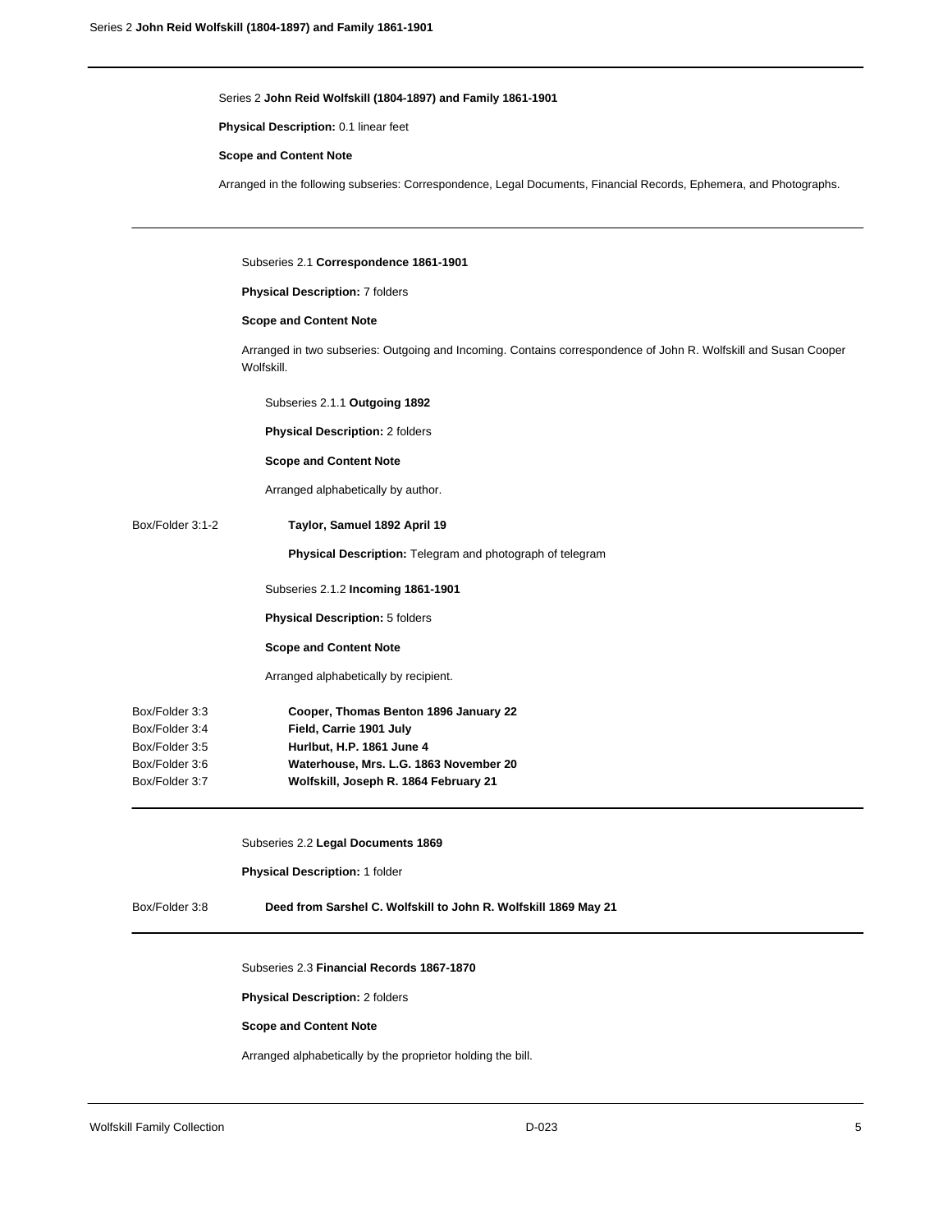## Series 2 **John Reid Wolfskill (1804-1897) and Family 1861-1901**

**Physical Description:** 0.1 linear feet

**Scope and Content Note**

Arranged in the following subseries: Correspondence, Legal Documents, Financial Records, Ephemera, and Photographs.

---

### Subseries 2.1 **Correspondence 1861-1901**

**Physical Description:** 7 folders

**Scope and Content Note**

Arranged in two subseries: Outgoing and Incoming. Contains correspondence of John R. Wolfskill and Susan Cooper Wolfskill.

#### Subseries 2.1.1 **Outgoing 1892**

**Physical Description:** 2 folders

**Scope and Content Note**

Arranged alphabetically by author.

Box/Folder 3:1-2 — **Taylor, Samuel 1892 April 19**

**Physical Description:** Telegram and photograph of telegram

#### Subseries 2.1.2 **Incoming 1861-1901**

**Physical Description:** 5 folders

**Scope and Content Note**

Arranged alphabetically by recipient.

| Box/Folder | Title |
|---|---|
| Box/Folder 3:3 | **Cooper, Thomas Benton 1896 January 22** |
| Box/Folder 3:4 | **Field, Carrie 1901 July** |
| Box/Folder 3:5 | **Hurlbut, H.P. 1861 June 4** |
| Box/Folder 3:6 | **Waterhouse, Mrs. L.G. 1863 November 20** |
| Box/Folder 3:7 | **Wolfskill, Joseph R. 1864 February 21** |

---

### Subseries 2.2 **Legal Documents 1869**

**Physical Description:** 1 folder

Box/Folder 3:8 — **Deed from Sarshel C. Wolfskill to John R. Wolfskill 1869 May 21**

---

### Subseries 2.3 **Financial Records 1867-1870**

**Physical Description:** 2 folders

**Scope and Content Note**

Arranged alphabetically by the proprietor holding the bill.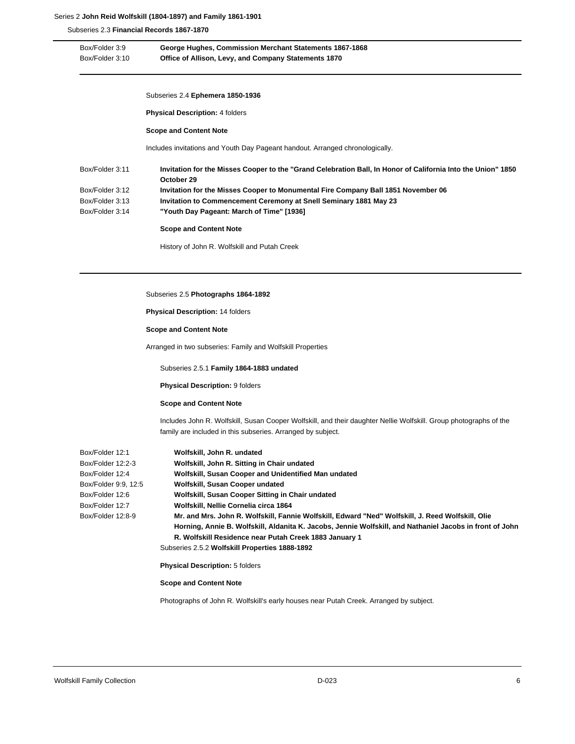Series 2 **John Reid Wolfskill (1804-1897) and Family 1861-1901**

Subseries 2.3 **Financial Records 1867-1870**

| | |
|---|---|
| Box/Folder 3:9 | **George Hughes, Commission Merchant Statements 1867-1868** |
| Box/Folder 3:10 | **Office of Allison, Levy, and Company Statements 1870** |

Subseries 2.4 **Ephemera 1850-1936**

**Physical Description:** 4 folders

**Scope and Content Note**

Includes invitations and Youth Day Pageant handout. Arranged chronologically.

| | |
|---|---|
| Box/Folder 3:11 | **Invitation for the Misses Cooper to the "Grand Celebration Ball, In Honor of California Into the Union" 1850 October 29** |
| Box/Folder 3:12 | **Invitation for the Misses Cooper to Monumental Fire Company Ball 1851 November 06** |
| Box/Folder 3:13 | **Invitation to Commencement Ceremony at Snell Seminary 1881 May 23** |
| Box/Folder 3:14 | **"Youth Day Pageant: March of Time" [1936]** |

**Scope and Content Note**

History of John R. Wolfskill and Putah Creek

Subseries 2.5 **Photographs 1864-1892**

**Physical Description:** 14 folders

**Scope and Content Note**

Arranged in two subseries: Family and Wolfskill Properties

Subseries 2.5.1 **Family 1864-1883 undated**

**Physical Description:** 9 folders

**Scope and Content Note**

Includes John R. Wolfskill, Susan Cooper Wolfskill, and their daughter Nellie Wolfskill. Group photographs of the family are included in this subseries. Arranged by subject.

| | |
|---|---|
| Box/Folder 12:1 | **Wolfskill, John R. undated** |
| Box/Folder 12:2-3 | **Wolfskill, John R. Sitting in Chair undated** |
| Box/Folder 12:4 | **Wolfskill, Susan Cooper and Unidentified Man undated** |
| Box/Folder 9:9, 12:5 | **Wolfskill, Susan Cooper undated** |
| Box/Folder 12:6 | **Wolfskill, Susan Cooper Sitting in Chair undated** |
| Box/Folder 12:7 | **Wolfskill, Nellie Cornelia circa 1864** |
| Box/Folder 12:8-9 | **Mr. and Mrs. John R. Wolfskill, Fannie Wolfskill, Edward "Ned" Wolfskill, J. Reed Wolfskill, Olie Horning, Annie B. Wolfskill, Aldanita K. Jacobs, Jennie Wolfskill, and Nathaniel Jacobs in front of John R. Wolfskill Residence near Putah Creek 1883 January 1** |

Subseries 2.5.2 **Wolfskill Properties 1888-1892**

**Physical Description:** 5 folders

**Scope and Content Note**

Photographs of John R. Wolfskill's early houses near Putah Creek. Arranged by subject.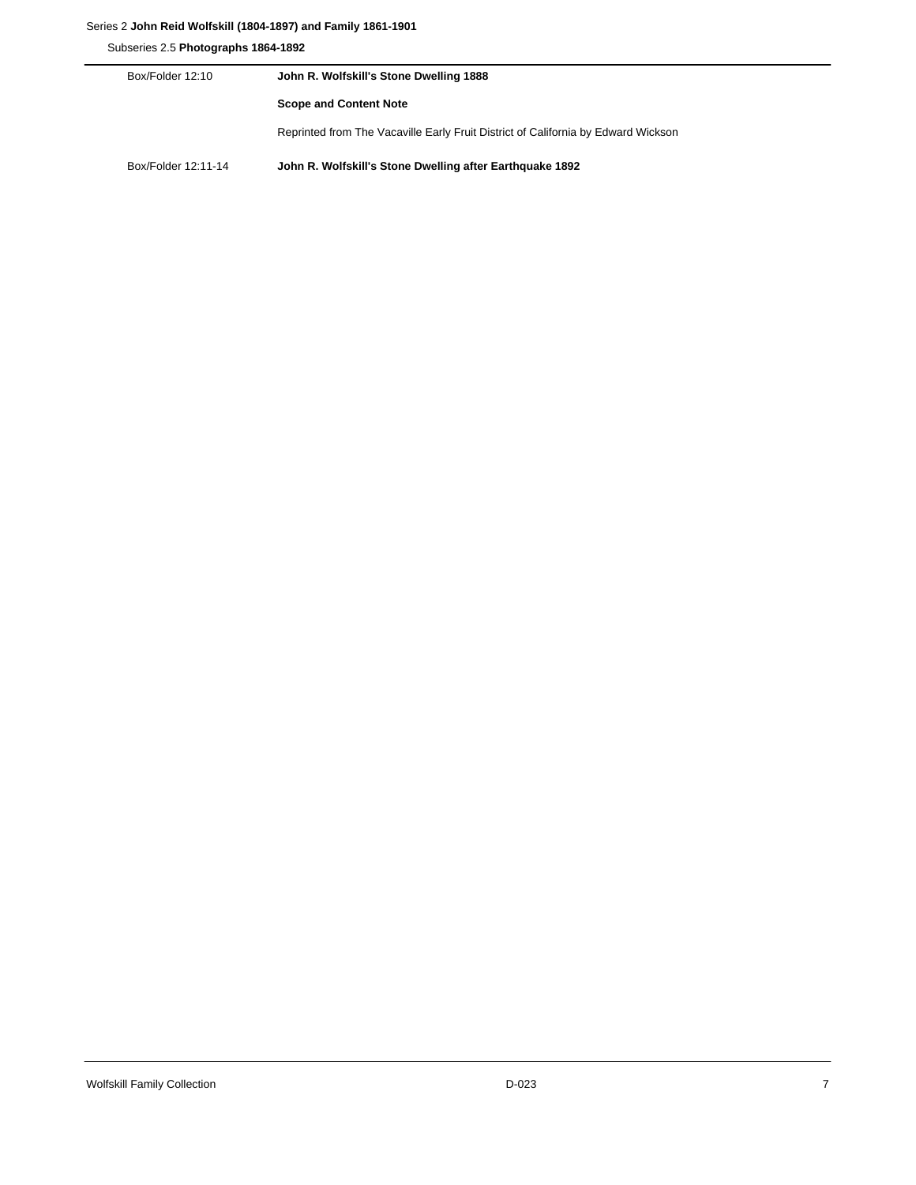Series 2 **John Reid Wolfskill (1804-1897) and Family 1861-1901**

Subseries 2.5 **Photographs 1864-1892**

Box/Folder 12:10 **John R. Wolfskill's Stone Dwelling 1888**

**Scope and Content Note**

Reprinted from The Vacaville Early Fruit District of California by Edward Wickson

Box/Folder 12:11-14 **John R. Wolfskill's Stone Dwelling after Earthquake 1892**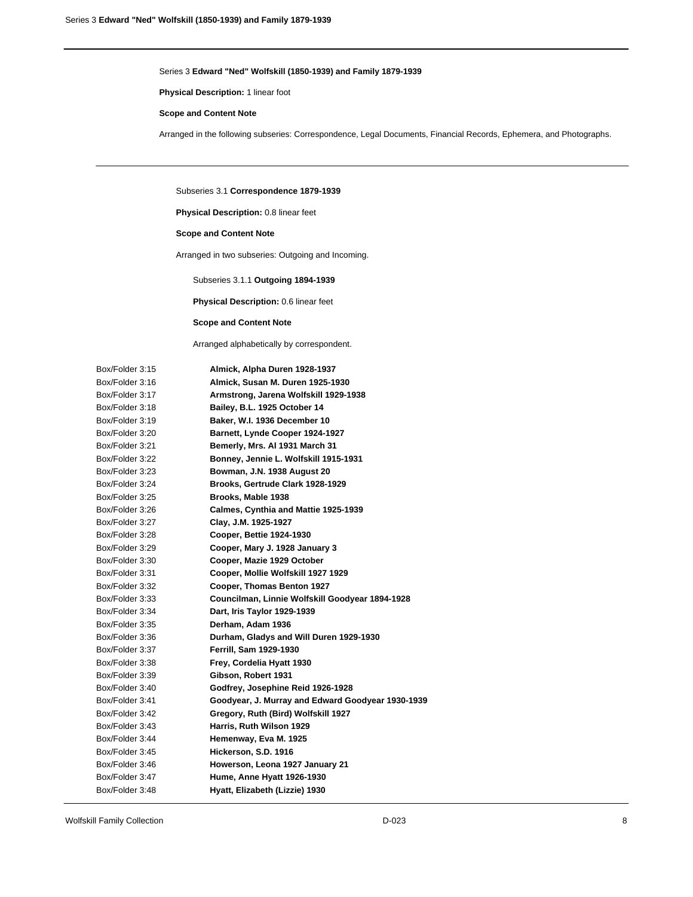Series 3 **Edward "Ned" Wolfskill (1850-1939) and Family 1879-1939**

**Physical Description:** 1 linear foot

**Scope and Content Note**

Arranged in the following subseries: Correspondence, Legal Documents, Financial Records, Ephemera, and Photographs.

Subseries 3.1 **Correspondence 1879-1939**

**Physical Description:** 0.8 linear feet

**Scope and Content Note**

Arranged in two subseries: Outgoing and Incoming.

Subseries 3.1.1 **Outgoing 1894-1939**

**Physical Description:** 0.6 linear feet

**Scope and Content Note**

Arranged alphabetically by correspondent.

| | |
|---|---|
| Box/Folder 3:15 | **Almick, Alpha Duren 1928-1937** |
| Box/Folder 3:16 | **Almick, Susan M. Duren 1925-1930** |
| Box/Folder 3:17 | **Armstrong, Jarena Wolfskill 1929-1938** |
| Box/Folder 3:18 | **Bailey, B.L. 1925 October 14** |
| Box/Folder 3:19 | **Baker, W.I. 1936 December 10** |
| Box/Folder 3:20 | **Barnett, Lynde Cooper 1924-1927** |
| Box/Folder 3:21 | **Bemerly, Mrs. Al 1931 March 31** |
| Box/Folder 3:22 | **Bonney, Jennie L. Wolfskill 1915-1931** |
| Box/Folder 3:23 | **Bowman, J.N. 1938 August 20** |
| Box/Folder 3:24 | **Brooks, Gertrude Clark 1928-1929** |
| Box/Folder 3:25 | **Brooks, Mable 1938** |
| Box/Folder 3:26 | **Calmes, Cynthia and Mattie 1925-1939** |
| Box/Folder 3:27 | **Clay, J.M. 1925-1927** |
| Box/Folder 3:28 | **Cooper, Bettie 1924-1930** |
| Box/Folder 3:29 | **Cooper, Mary J. 1928 January 3** |
| Box/Folder 3:30 | **Cooper, Mazie 1929 October** |
| Box/Folder 3:31 | **Cooper, Mollie Wolfskill 1927 1929** |
| Box/Folder 3:32 | **Cooper, Thomas Benton 1927** |
| Box/Folder 3:33 | **Councilman, Linnie Wolfskill Goodyear 1894-1928** |
| Box/Folder 3:34 | **Dart, Iris Taylor 1929-1939** |
| Box/Folder 3:35 | **Derham, Adam 1936** |
| Box/Folder 3:36 | **Durham, Gladys and Will Duren 1929-1930** |
| Box/Folder 3:37 | **Ferrill, Sam 1929-1930** |
| Box/Folder 3:38 | **Frey, Cordelia Hyatt 1930** |
| Box/Folder 3:39 | **Gibson, Robert 1931** |
| Box/Folder 3:40 | **Godfrey, Josephine Reid 1926-1928** |
| Box/Folder 3:41 | **Goodyear, J. Murray and Edward Goodyear 1930-1939** |
| Box/Folder 3:42 | **Gregory, Ruth (Bird) Wolfskill 1927** |
| Box/Folder 3:43 | **Harris, Ruth Wilson 1929** |
| Box/Folder 3:44 | **Hemenway, Eva M. 1925** |
| Box/Folder 3:45 | **Hickerson, S.D. 1916** |
| Box/Folder 3:46 | **Howerson, Leona 1927 January 21** |
| Box/Folder 3:47 | **Hume, Anne Hyatt 1926-1930** |
| Box/Folder 3:48 | **Hyatt, Elizabeth (Lizzie) 1930** |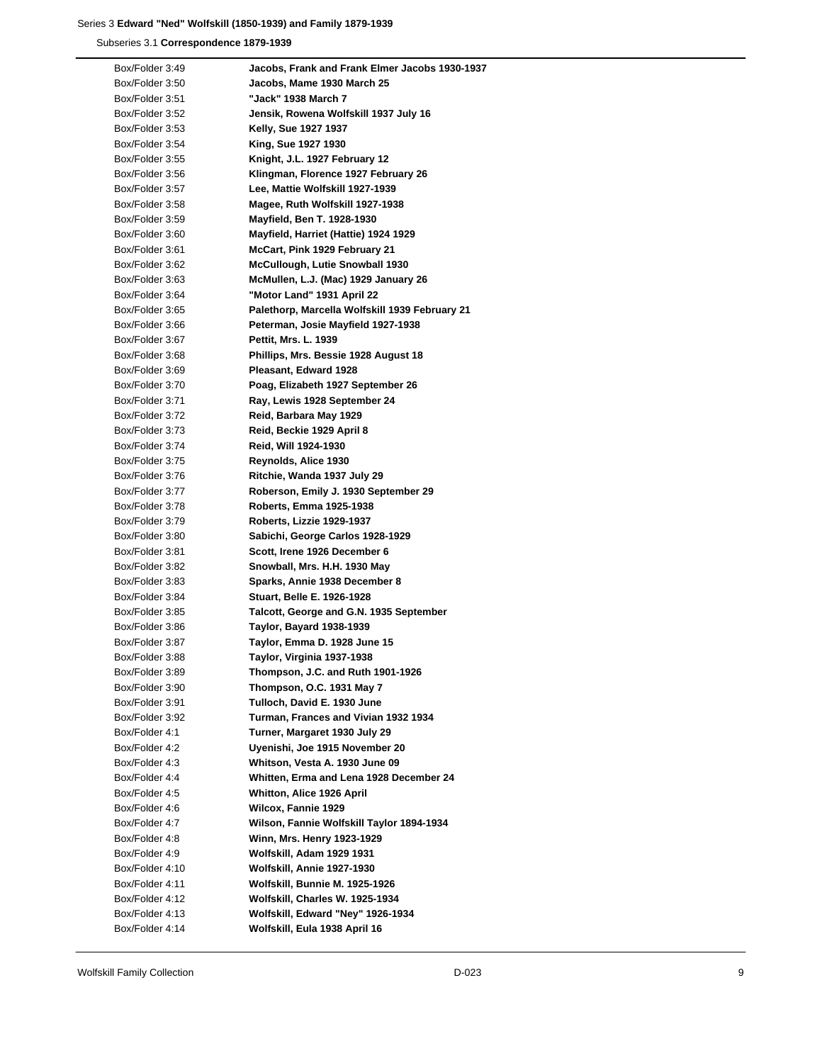Series 3 **Edward "Ned" Wolfskill (1850-1939) and Family 1879-1939**

Subseries 3.1 **Correspondence 1879-1939**

| | |
|---|---|
| Box/Folder 3:49 | **Jacobs, Frank and Frank Elmer Jacobs 1930-1937** |
| Box/Folder 3:50 | **Jacobs, Mame 1930 March 25** |
| Box/Folder 3:51 | **"Jack" 1938 March 7** |
| Box/Folder 3:52 | **Jensik, Rowena Wolfskill 1937 July 16** |
| Box/Folder 3:53 | **Kelly, Sue 1927 1937** |
| Box/Folder 3:54 | **King, Sue 1927 1930** |
| Box/Folder 3:55 | **Knight, J.L. 1927 February 12** |
| Box/Folder 3:56 | **Klingman, Florence 1927 February 26** |
| Box/Folder 3:57 | **Lee, Mattie Wolfskill 1927-1939** |
| Box/Folder 3:58 | **Magee, Ruth Wolfskill 1927-1938** |
| Box/Folder 3:59 | **Mayfield, Ben T. 1928-1930** |
| Box/Folder 3:60 | **Mayfield, Harriet (Hattie) 1924 1929** |
| Box/Folder 3:61 | **McCart, Pink 1929 February 21** |
| Box/Folder 3:62 | **McCullough, Lutie Snowball 1930** |
| Box/Folder 3:63 | **McMullen, L.J. (Mac) 1929 January 26** |
| Box/Folder 3:64 | **"Motor Land" 1931 April 22** |
| Box/Folder 3:65 | **Palethorp, Marcella Wolfskill 1939 February 21** |
| Box/Folder 3:66 | **Peterman, Josie Mayfield 1927-1938** |
| Box/Folder 3:67 | **Pettit, Mrs. L. 1939** |
| Box/Folder 3:68 | **Phillips, Mrs. Bessie 1928 August 18** |
| Box/Folder 3:69 | **Pleasant, Edward 1928** |
| Box/Folder 3:70 | **Poag, Elizabeth 1927 September 26** |
| Box/Folder 3:71 | **Ray, Lewis 1928 September 24** |
| Box/Folder 3:72 | **Reid, Barbara May 1929** |
| Box/Folder 3:73 | **Reid, Beckie 1929 April 8** |
| Box/Folder 3:74 | **Reid, Will 1924-1930** |
| Box/Folder 3:75 | **Reynolds, Alice 1930** |
| Box/Folder 3:76 | **Ritchie, Wanda 1937 July 29** |
| Box/Folder 3:77 | **Roberson, Emily J. 1930 September 29** |
| Box/Folder 3:78 | **Roberts, Emma 1925-1938** |
| Box/Folder 3:79 | **Roberts, Lizzie 1929-1937** |
| Box/Folder 3:80 | **Sabichi, George Carlos 1928-1929** |
| Box/Folder 3:81 | **Scott, Irene 1926 December 6** |
| Box/Folder 3:82 | **Snowball, Mrs. H.H. 1930 May** |
| Box/Folder 3:83 | **Sparks, Annie 1938 December 8** |
| Box/Folder 3:84 | **Stuart, Belle E. 1926-1928** |
| Box/Folder 3:85 | **Talcott, George and G.N. 1935 September** |
| Box/Folder 3:86 | **Taylor, Bayard 1938-1939** |
| Box/Folder 3:87 | **Taylor, Emma D. 1928 June 15** |
| Box/Folder 3:88 | **Taylor, Virginia 1937-1938** |
| Box/Folder 3:89 | **Thompson, J.C. and Ruth 1901-1926** |
| Box/Folder 3:90 | **Thompson, O.C. 1931 May 7** |
| Box/Folder 3:91 | **Tulloch, David E. 1930 June** |
| Box/Folder 3:92 | **Turman, Frances and Vivian 1932 1934** |
| Box/Folder 4:1 | **Turner, Margaret 1930 July 29** |
| Box/Folder 4:2 | **Uyenishi, Joe 1915 November 20** |
| Box/Folder 4:3 | **Whitson, Vesta A. 1930 June 09** |
| Box/Folder 4:4 | **Whitten, Erma and Lena 1928 December 24** |
| Box/Folder 4:5 | **Whitton, Alice 1926 April** |
| Box/Folder 4:6 | **Wilcox, Fannie 1929** |
| Box/Folder 4:7 | **Wilson, Fannie Wolfskill Taylor 1894-1934** |
| Box/Folder 4:8 | **Winn, Mrs. Henry 1923-1929** |
| Box/Folder 4:9 | **Wolfskill, Adam 1929 1931** |
| Box/Folder 4:10 | **Wolfskill, Annie 1927-1930** |
| Box/Folder 4:11 | **Wolfskill, Bunnie M. 1925-1926** |
| Box/Folder 4:12 | **Wolfskill, Charles W. 1925-1934** |
| Box/Folder 4:13 | **Wolfskill, Edward "Ney" 1926-1934** |
| Box/Folder 4:14 | **Wolfskill, Eula 1938 April 16** |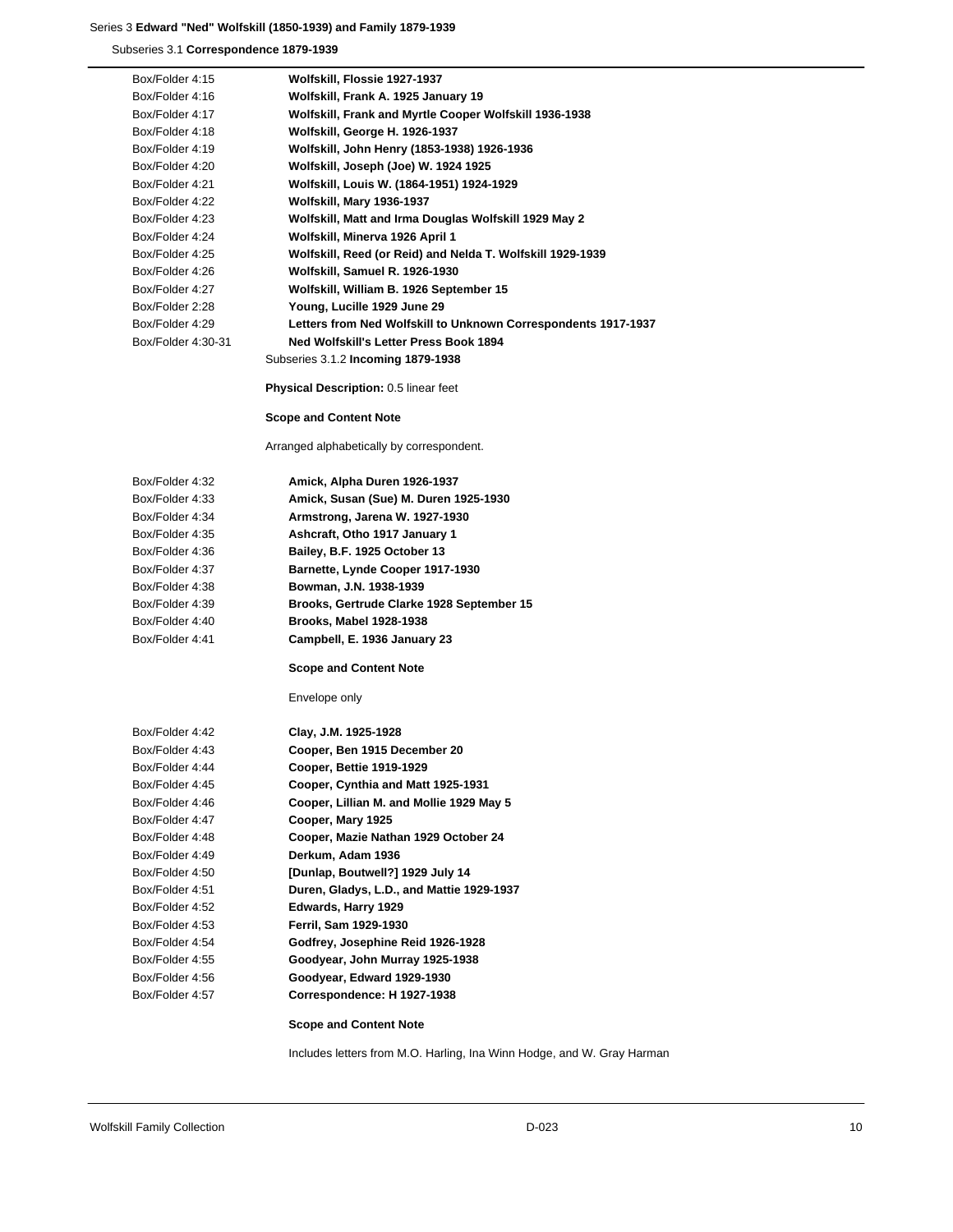Box/Folder 4:15 **Wolfskill, Flossie 1927-1937**

Box/Folder 4:16 **Wolfskill, Frank A. 1925 January 19**

Box/Folder 4:17 **Wolfskill, Frank and Myrtle Cooper Wolfskill 1936-1938**

Box/Folder 4:18 **Wolfskill, George H. 1926-1937**

Box/Folder 4:19 **Wolfskill, John Henry (1853-1938) 1926-1936**

Box/Folder 4:20 **Wolfskill, Joseph (Joe) W. 1924 1925**

Box/Folder 4:21 **Wolfskill, Louis W. (1864-1951) 1924-1929**

Box/Folder 4:22 **Wolfskill, Mary 1936-1937**

Box/Folder 4:23 **Wolfskill, Matt and Irma Douglas Wolfskill 1929 May 2**

Box/Folder 4:24 **Wolfskill, Minerva 1926 April 1**

Box/Folder 4:25 **Wolfskill, Reed (or Reid) and Nelda T. Wolfskill 1929-1939**

Box/Folder 4:26 **Wolfskill, Samuel R. 1926-1930**

Box/Folder 4:27 **Wolfskill, William B. 1926 September 15**

Box/Folder 2:28 **Young, Lucille 1929 June 29**

Box/Folder 4:29 **Letters from Ned Wolfskill to Unknown Correspondents 1917-1937**

Box/Folder 4:30-31 **Ned Wolfskill's Letter Press Book 1894**

Subseries 3.1.2 **Incoming 1879-1938**

**Physical Description:** 0.5 linear feet

**Scope and Content Note**

Arranged alphabetically by correspondent.

Box/Folder 4:32 **Amick, Alpha Duren 1926-1937**

Box/Folder 4:33 **Amick, Susan (Sue) M. Duren 1925-1930**

Box/Folder 4:34 **Armstrong, Jarena W. 1927-1930**

Box/Folder 4:35 **Ashcraft, Otho 1917 January 1**

Box/Folder 4:36 **Bailey, B.F. 1925 October 13**

Box/Folder 4:37 **Barnette, Lynde Cooper 1917-1930**

Box/Folder 4:38 **Bowman, J.N. 1938-1939**

Box/Folder 4:39 **Brooks, Gertrude Clarke 1928 September 15**

Box/Folder 4:40 **Brooks, Mabel 1928-1938**

Box/Folder 4:41 **Campbell, E. 1936 January 23**

**Scope and Content Note**

Envelope only

Box/Folder 4:42 **Clay, J.M. 1925-1928**

Box/Folder 4:43 **Cooper, Ben 1915 December 20**

Box/Folder 4:44 **Cooper, Bettie 1919-1929**

Box/Folder 4:45 **Cooper, Cynthia and Matt 1925-1931**

Box/Folder 4:46 **Cooper, Lillian M. and Mollie 1929 May 5**

Box/Folder 4:47 **Cooper, Mary 1925**

Box/Folder 4:48 **Cooper, Mazie Nathan 1929 October 24**

Box/Folder 4:49 **Derkum, Adam 1936**

Box/Folder 4:50 **[Dunlap, Boutwell?] 1929 July 14**

Box/Folder 4:51 **Duren, Gladys, L.D., and Mattie 1929-1937**

Box/Folder 4:52 **Edwards, Harry 1929**

Box/Folder 4:53 **Ferril, Sam 1929-1930**

Box/Folder 4:54 **Godfrey, Josephine Reid 1926-1928**

Box/Folder 4:55 **Goodyear, John Murray 1925-1938**

Box/Folder 4:56 **Goodyear, Edward 1929-1930**

Box/Folder 4:57 **Correspondence: H 1927-1938**

**Scope and Content Note**

Includes letters from M.O. Harling, Ina Winn Hodge, and W. Gray Harman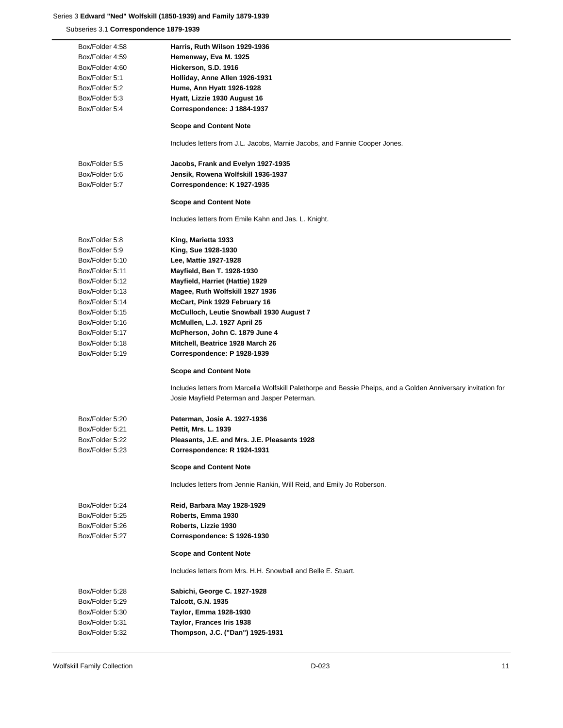Series 3 **Edward "Ned" Wolfskill (1850-1939) and Family 1879-1939**

Subseries 3.1 **Correspondence 1879-1939**

Box/Folder 4:58 **Harris, Ruth Wilson 1929-1936**

Box/Folder 4:59 **Hemenway, Eva M. 1925**

Box/Folder 4:60 **Hickerson, S.D. 1916**

Box/Folder 5:1 **Holliday, Anne Allen 1926-1931**

Box/Folder 5:2 **Hume, Ann Hyatt 1926-1928**

Box/Folder 5:3 **Hyatt, Lizzie 1930 August 16**

Box/Folder 5:4 **Correspondence: J 1884-1937**

**Scope and Content Note**

Includes letters from J.L. Jacobs, Marnie Jacobs, and Fannie Cooper Jones.

Box/Folder 5:5 **Jacobs, Frank and Evelyn 1927-1935**

Box/Folder 5:6 **Jensik, Rowena Wolfskill 1936-1937**

Box/Folder 5:7 **Correspondence: K 1927-1935**

**Scope and Content Note**

Includes letters from Emile Kahn and Jas. L. Knight.

Box/Folder 5:8 **King, Marietta 1933**

Box/Folder 5:9 **King, Sue 1928-1930**

Box/Folder 5:10 **Lee, Mattie 1927-1928**

Box/Folder 5:11 **Mayfield, Ben T. 1928-1930**

Box/Folder 5:12 **Mayfield, Harriet (Hattie) 1929**

Box/Folder 5:13 **Magee, Ruth Wolfskill 1927 1936**

Box/Folder 5:14 **McCart, Pink 1929 February 16**

Box/Folder 5:15 **McCulloch, Leutie Snowball 1930 August 7**

Box/Folder 5:16 **McMullen, L.J. 1927 April 25**

Box/Folder 5:17 **McPherson, John C. 1879 June 4**

Box/Folder 5:18 **Mitchell, Beatrice 1928 March 26**

Box/Folder 5:19 **Correspondence: P 1928-1939**

**Scope and Content Note**

Includes letters from Marcella Wolfskill Palethorpe and Bessie Phelps, and a Golden Anniversary invitation for Josie Mayfield Peterman and Jasper Peterman.

Box/Folder 5:20 **Peterman, Josie A. 1927-1936**

Box/Folder 5:21 **Pettit, Mrs. L. 1939**

Box/Folder 5:22 **Pleasants, J.E. and Mrs. J.E. Pleasants 1928**

Box/Folder 5:23 **Correspondence: R 1924-1931**

**Scope and Content Note**

Includes letters from Jennie Rankin, Will Reid, and Emily Jo Roberson.

Box/Folder 5:24 **Reid, Barbara May 1928-1929**

Box/Folder 5:25 **Roberts, Emma 1930**

Box/Folder 5:26 **Roberts, Lizzie 1930**

Box/Folder 5:27 **Correspondence: S 1926-1930**

**Scope and Content Note**

Includes letters from Mrs. H.H. Snowball and Belle E. Stuart.

Box/Folder 5:28 **Sabichi, George C. 1927-1928**

Box/Folder 5:29 **Talcott, G.N. 1935**

Box/Folder 5:30 **Taylor, Emma 1928-1930**

Box/Folder 5:31 **Taylor, Frances Iris 1938**

Box/Folder 5:32 **Thompson, J.C. ("Dan") 1925-1931**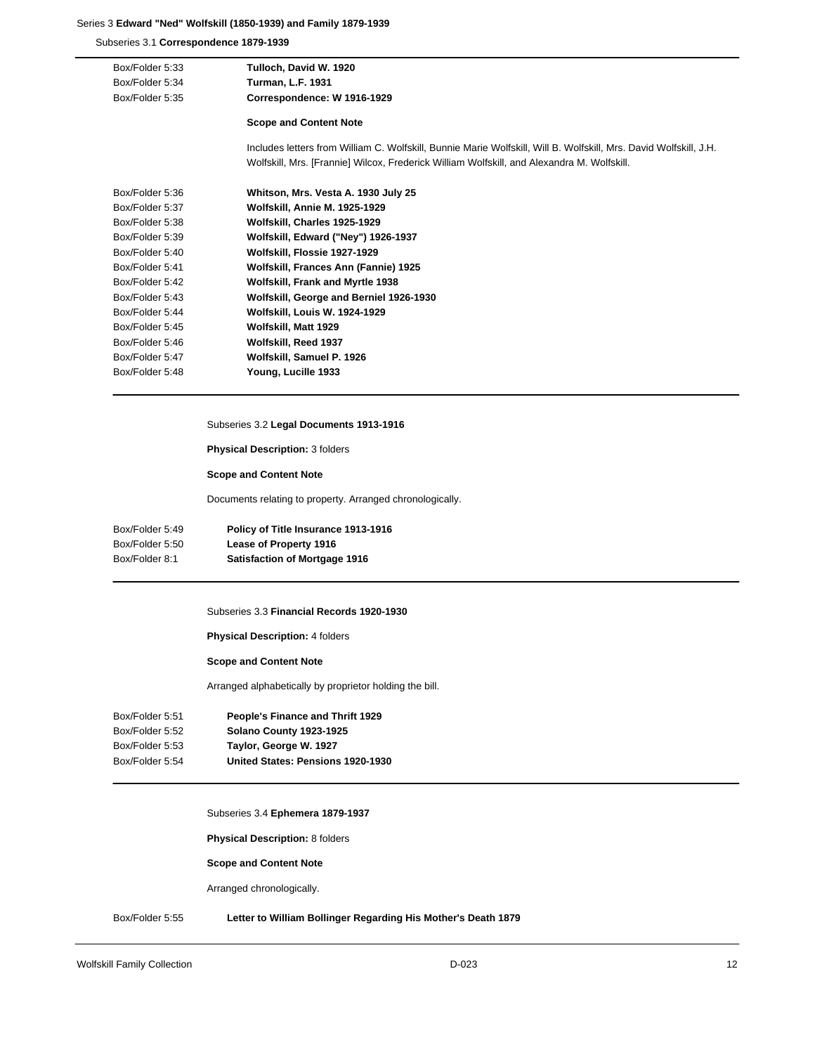Series 3 **Edward "Ned" Wolfskill (1850-1939) and Family 1879-1939**

Subseries 3.1 **Correspondence 1879-1939**

| | |
|---|---|
| Box/Folder 5:33 | **Tulloch, David W. 1920** |
| Box/Folder 5:34 | **Turman, L.F. 1931** |
| Box/Folder 5:35 | **Correspondence: W 1916-1929** |

**Scope and Content Note**

Includes letters from William C. Wolfskill, Bunnie Marie Wolfskill, Will B. Wolfskill, Mrs. David Wolfskill, J.H. Wolfskill, Mrs. [Frannie] Wilcox, Frederick William Wolfskill, and Alexandra M. Wolfskill.

| | |
|---|---|
| Box/Folder 5:36 | **Whitson, Mrs. Vesta A. 1930 July 25** |
| Box/Folder 5:37 | **Wolfskill, Annie M. 1925-1929** |
| Box/Folder 5:38 | **Wolfskill, Charles 1925-1929** |
| Box/Folder 5:39 | **Wolfskill, Edward ("Ney") 1926-1937** |
| Box/Folder 5:40 | **Wolfskill, Flossie 1927-1929** |
| Box/Folder 5:41 | **Wolfskill, Frances Ann (Fannie) 1925** |
| Box/Folder 5:42 | **Wolfskill, Frank and Myrtle 1938** |
| Box/Folder 5:43 | **Wolfskill, George and Berniel 1926-1930** |
| Box/Folder 5:44 | **Wolfskill, Louis W. 1924-1929** |
| Box/Folder 5:45 | **Wolfskill, Matt 1929** |
| Box/Folder 5:46 | **Wolfskill, Reed 1937** |
| Box/Folder 5:47 | **Wolfskill, Samuel P. 1926** |
| Box/Folder 5:48 | **Young, Lucille 1933** |

Subseries 3.2 **Legal Documents 1913-1916**

**Physical Description:** 3 folders

**Scope and Content Note**

Documents relating to property. Arranged chronologically.

| | |
|---|---|
| Box/Folder 5:49 | **Policy of Title Insurance 1913-1916** |
| Box/Folder 5:50 | **Lease of Property 1916** |
| Box/Folder 8:1 | **Satisfaction of Mortgage 1916** |

Subseries 3.3 **Financial Records 1920-1930**

**Physical Description:** 4 folders

**Scope and Content Note**

Arranged alphabetically by proprietor holding the bill.

| | |
|---|---|
| Box/Folder 5:51 | **People's Finance and Thrift 1929** |
| Box/Folder 5:52 | **Solano County 1923-1925** |
| Box/Folder 5:53 | **Taylor, George W. 1927** |
| Box/Folder 5:54 | **United States: Pensions 1920-1930** |

Subseries 3.4 **Ephemera 1879-1937**

**Physical Description:** 8 folders

**Scope and Content Note**

Arranged chronologically.

| | |
|---|---|
| Box/Folder 5:55 | **Letter to William Bollinger Regarding His Mother's Death 1879** |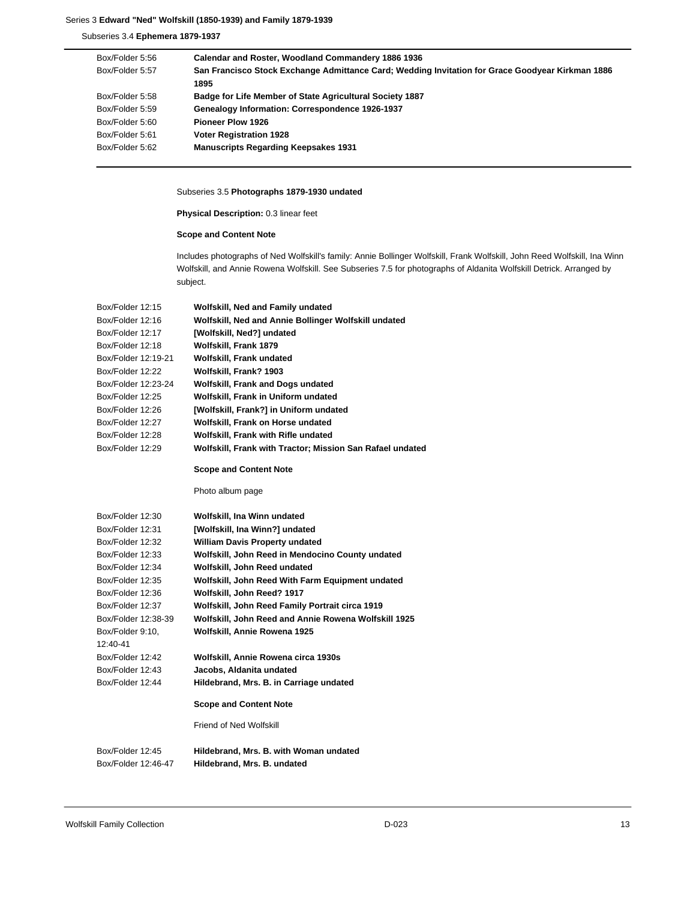| | |
|---|---|
| Box/Folder 5:56 | **Calendar and Roster, Woodland Commandery 1886 1936** |
| Box/Folder 5:57 | **San Francisco Stock Exchange Admittance Card; Wedding Invitation for Grace Goodyear Kirkman 1886 1895** |
| Box/Folder 5:58 | **Badge for Life Member of State Agricultural Society 1887** |
| Box/Folder 5:59 | **Genealogy Information: Correspondence 1926-1937** |
| Box/Folder 5:60 | **Pioneer Plow 1926** |
| Box/Folder 5:61 | **Voter Registration 1928** |
| Box/Folder 5:62 | **Manuscripts Regarding Keepsakes 1931** |

### Subseries 3.5 **Photographs 1879-1930 undated**

**Physical Description:** 0.3 linear feet

**Scope and Content Note**

Includes photographs of Ned Wolfskill's family: Annie Bollinger Wolfskill, Frank Wolfskill, John Reed Wolfskill, Ina Winn Wolfskill, and Annie Rowena Wolfskill. See Subseries 7.5 for photographs of Aldanita Wolfskill Detrick. Arranged by subject.

| | |
|---|---|
| Box/Folder 12:15 | **Wolfskill, Ned and Family undated** |
| Box/Folder 12:16 | **Wolfskill, Ned and Annie Bollinger Wolfskill undated** |
| Box/Folder 12:17 | **[Wolfskill, Ned?] undated** |
| Box/Folder 12:18 | **Wolfskill, Frank 1879** |
| Box/Folder 12:19-21 | **Wolfskill, Frank undated** |
| Box/Folder 12:22 | **Wolfskill, Frank? 1903** |
| Box/Folder 12:23-24 | **Wolfskill, Frank and Dogs undated** |
| Box/Folder 12:25 | **Wolfskill, Frank in Uniform undated** |
| Box/Folder 12:26 | **[Wolfskill, Frank?] in Uniform undated** |
| Box/Folder 12:27 | **Wolfskill, Frank on Horse undated** |
| Box/Folder 12:28 | **Wolfskill, Frank with Rifle undated** |
| Box/Folder 12:29 | **Wolfskill, Frank with Tractor; Mission San Rafael undated** |

**Scope and Content Note**

Photo album page

| | |
|---|---|
| Box/Folder 12:30 | **Wolfskill, Ina Winn undated** |
| Box/Folder 12:31 | **[Wolfskill, Ina Winn?] undated** |
| Box/Folder 12:32 | **William Davis Property undated** |
| Box/Folder 12:33 | **Wolfskill, John Reed in Mendocino County undated** |
| Box/Folder 12:34 | **Wolfskill, John Reed undated** |
| Box/Folder 12:35 | **Wolfskill, John Reed With Farm Equipment undated** |
| Box/Folder 12:36 | **Wolfskill, John Reed? 1917** |
| Box/Folder 12:37 | **Wolfskill, John Reed Family Portrait circa 1919** |
| Box/Folder 12:38-39 | **Wolfskill, John Reed and Annie Rowena Wolfskill 1925** |
| Box/Folder 9:10, 12:40-41 | **Wolfskill, Annie Rowena 1925** |
| Box/Folder 12:42 | **Wolfskill, Annie Rowena circa 1930s** |
| Box/Folder 12:43 | **Jacobs, Aldanita undated** |
| Box/Folder 12:44 | **Hildebrand, Mrs. B. in Carriage undated** |

**Scope and Content Note**

Friend of Ned Wolfskill

| | |
|---|---|
| Box/Folder 12:45 | **Hildebrand, Mrs. B. with Woman undated** |
| Box/Folder 12:46-47 | **Hildebrand, Mrs. B. undated** |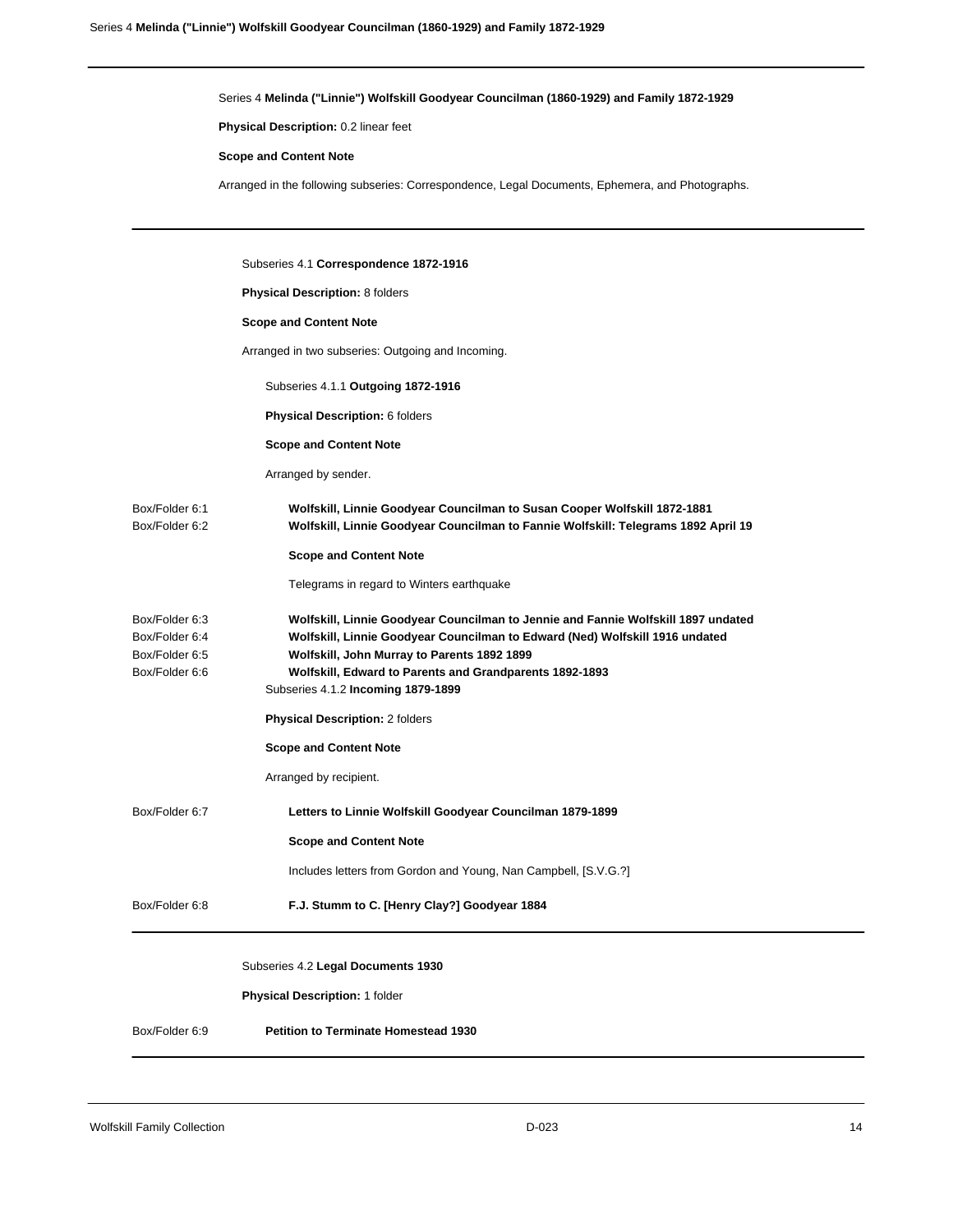Series 4 **Melinda ("Linnie") Wolfskill Goodyear Councilman (1860-1929) and Family 1872-1929**

**Physical Description:** 0.2 linear feet

**Scope and Content Note**

Arranged in the following subseries: Correspondence, Legal Documents, Ephemera, and Photographs.

---

Subseries 4.1 **Correspondence 1872-1916**

**Physical Description:** 8 folders

**Scope and Content Note**

Arranged in two subseries: Outgoing and Incoming.

Subseries 4.1.1 **Outgoing 1872-1916**

**Physical Description:** 6 folders

**Scope and Content Note**

Arranged by sender.

Box/Folder 6:1 **Wolfskill, Linnie Goodyear Councilman to Susan Cooper Wolfskill 1872-1881**

Box/Folder 6:2 **Wolfskill, Linnie Goodyear Councilman to Fannie Wolfskill: Telegrams 1892 April 19**

**Scope and Content Note**

Telegrams in regard to Winters earthquake

Box/Folder 6:3 **Wolfskill, Linnie Goodyear Councilman to Jennie and Fannie Wolfskill 1897 undated**

Box/Folder 6:4 **Wolfskill, Linnie Goodyear Councilman to Edward (Ned) Wolfskill 1916 undated**

Box/Folder 6:5 **Wolfskill, John Murray to Parents 1892 1899**

Box/Folder 6:6 **Wolfskill, Edward to Parents and Grandparents 1892-1893**

Subseries 4.1.2 **Incoming 1879-1899**

**Physical Description:** 2 folders

**Scope and Content Note**

Arranged by recipient.

Box/Folder 6:7 **Letters to Linnie Wolfskill Goodyear Councilman 1879-1899**

**Scope and Content Note**

Includes letters from Gordon and Young, Nan Campbell, [S.V.G.?]

Box/Folder 6:8 **F.J. Stumm to C. [Henry Clay?] Goodyear 1884**

---

Subseries 4.2 **Legal Documents 1930**

**Physical Description:** 1 folder

Box/Folder 6:9 **Petition to Terminate Homestead 1930**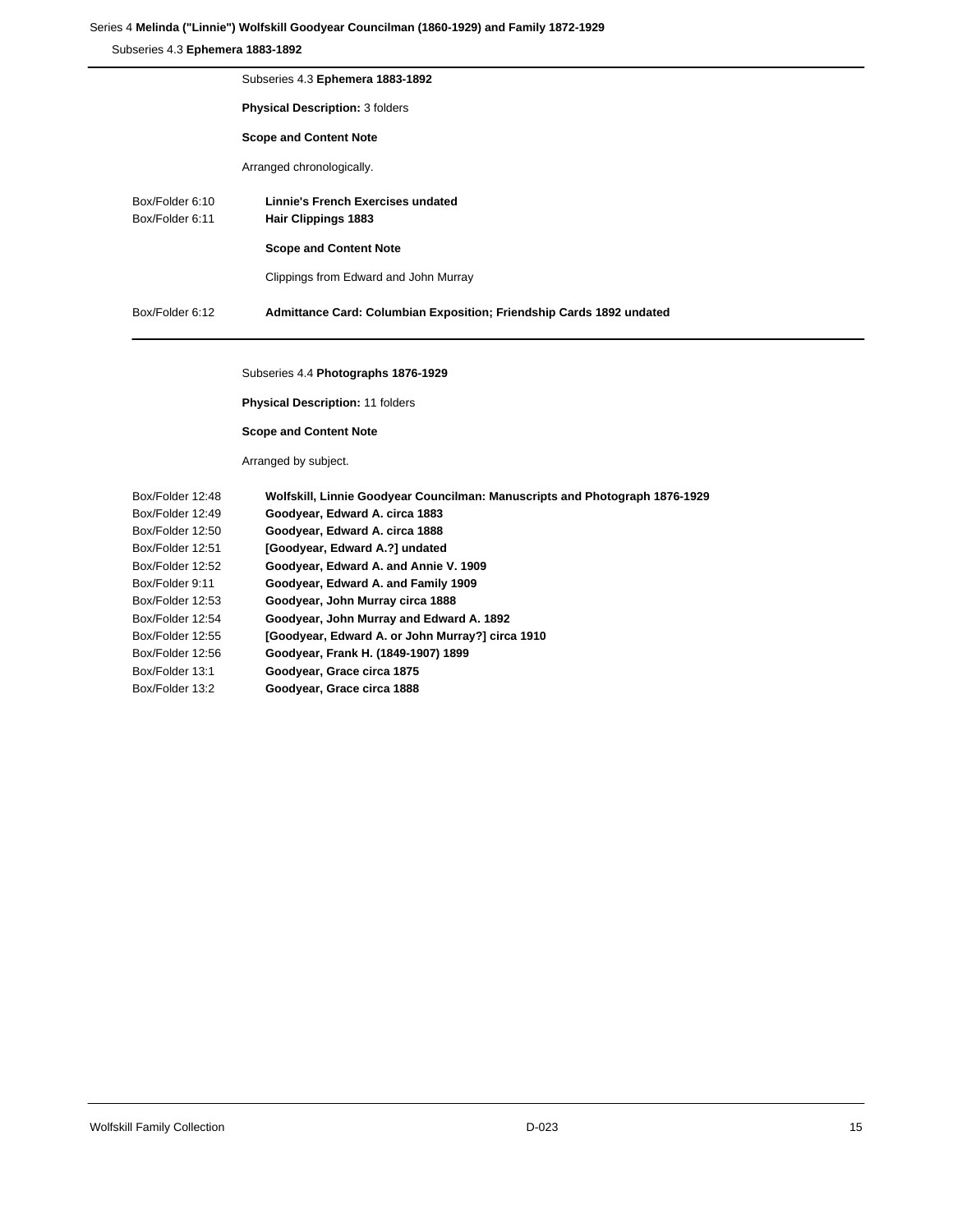Subseries 4.3 **Ephemera 1883-1892**

**Physical Description:** 3 folders

**Scope and Content Note**

Arranged chronologically.

| | |
|---|---|
| Box/Folder 6:10 | **Linnie's French Exercises undated** |
| Box/Folder 6:11 | **Hair Clippings 1883** |

**Scope and Content Note**

Clippings from Edward and John Murray

| | |
|---|---|
| Box/Folder 6:12 | **Admittance Card: Columbian Exposition; Friendship Cards 1892 undated** |

Subseries 4.4 **Photographs 1876-1929**

**Physical Description:** 11 folders

**Scope and Content Note**

Arranged by subject.

| | |
|---|---|
| Box/Folder 12:48 | **Wolfskill, Linnie Goodyear Councilman: Manuscripts and Photograph 1876-1929** |
| Box/Folder 12:49 | **Goodyear, Edward A. circa 1883** |
| Box/Folder 12:50 | **Goodyear, Edward A. circa 1888** |
| Box/Folder 12:51 | **[Goodyear, Edward A.?] undated** |
| Box/Folder 12:52 | **Goodyear, Edward A. and Annie V. 1909** |
| Box/Folder 9:11 | **Goodyear, Edward A. and Family 1909** |
| Box/Folder 12:53 | **Goodyear, John Murray circa 1888** |
| Box/Folder 12:54 | **Goodyear, John Murray and Edward A. 1892** |
| Box/Folder 12:55 | **[Goodyear, Edward A. or John Murray?] circa 1910** |
| Box/Folder 12:56 | **Goodyear, Frank H. (1849-1907) 1899** |
| Box/Folder 13:1 | **Goodyear, Grace circa 1875** |
| Box/Folder 13:2 | **Goodyear, Grace circa 1888** |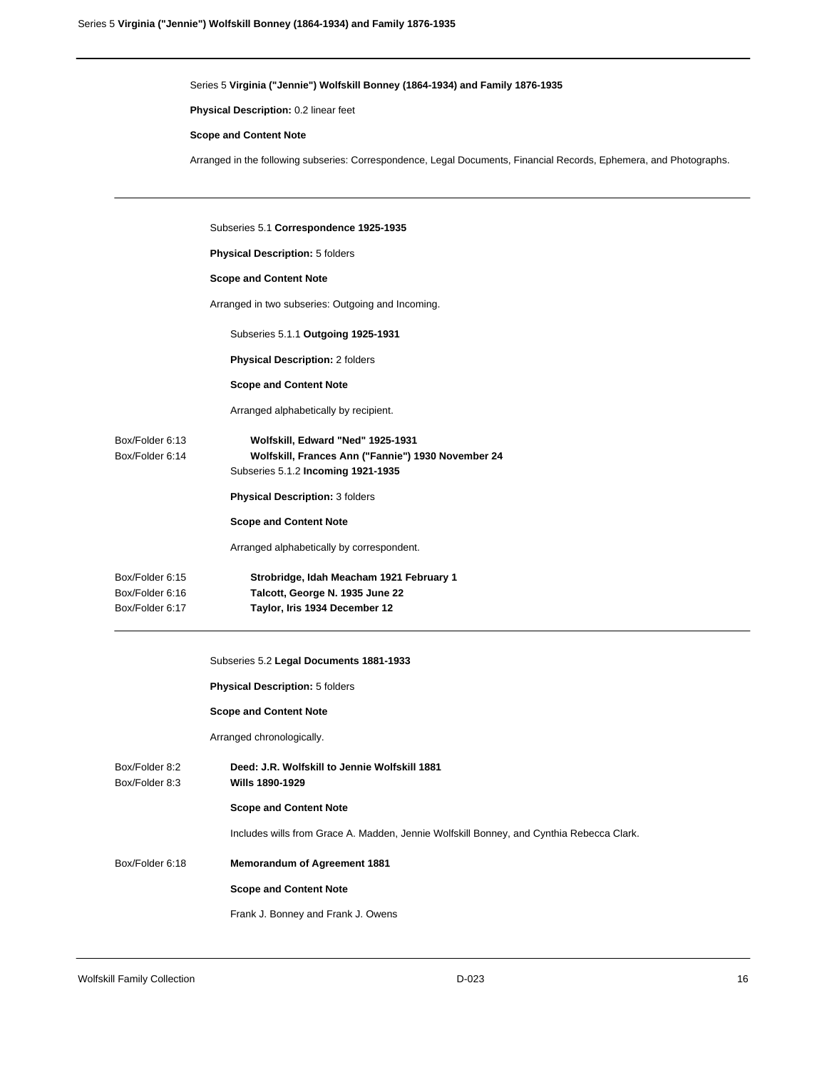## Series 5 **Virginia ("Jennie") Wolfskill Bonney (1864-1934) and Family 1876-1935**

**Physical Description:** 0.2 linear feet

**Scope and Content Note**

Arranged in the following subseries: Correspondence, Legal Documents, Financial Records, Ephemera, and Photographs.

### Subseries 5.1 **Correspondence 1925-1935**

**Physical Description:** 5 folders

**Scope and Content Note**

Arranged in two subseries: Outgoing and Incoming.

#### Subseries 5.1.1 **Outgoing 1925-1931**

**Physical Description:** 2 folders

**Scope and Content Note**

Arranged alphabetically by recipient.

| Box/Folder | Title |
| --- | --- |
| Box/Folder 6:13 | **Wolfskill, Edward "Ned" 1925-1931** |
| Box/Folder 6:14 | **Wolfskill, Frances Ann ("Fannie") 1930 November 24** |

#### Subseries 5.1.2 **Incoming 1921-1935**

**Physical Description:** 3 folders

**Scope and Content Note**

Arranged alphabetically by correspondent.

| Box/Folder | Title |
| --- | --- |
| Box/Folder 6:15 | **Strobridge, Idah Meacham 1921 February 1** |
| Box/Folder 6:16 | **Talcott, George N. 1935 June 22** |
| Box/Folder 6:17 | **Taylor, Iris 1934 December 12** |

### Subseries 5.2 **Legal Documents 1881-1933**

**Physical Description:** 5 folders

**Scope and Content Note**

Arranged chronologically.

Box/Folder 8:2 — **Deed: J.R. Wolfskill to Jennie Wolfskill 1881**

Box/Folder 8:3 — **Wills 1890-1929**

**Scope and Content Note**

Includes wills from Grace A. Madden, Jennie Wolfskill Bonney, and Cynthia Rebecca Clark.

Box/Folder 6:18 — **Memorandum of Agreement 1881**

**Scope and Content Note**

Frank J. Bonney and Frank J. Owens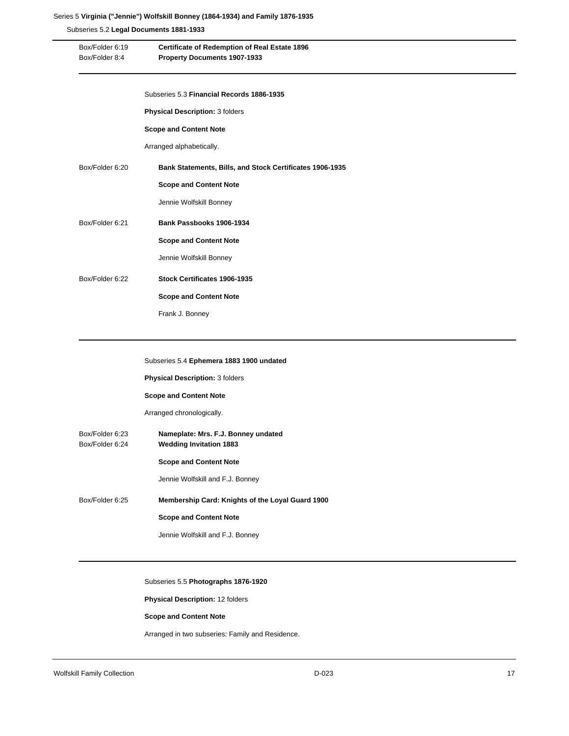Series 5 **Virginia ("Jennie") Wolfskill Bonney (1864-1934) and Family 1876-1935**

Subseries 5.2 **Legal Documents 1881-1933**

Box/Folder 6:19 **Certificate of Redemption of Real Estate 1896**

Box/Folder 8:4 **Property Documents 1907-1933**

---

Subseries 5.3 **Financial Records 1886-1935**

**Physical Description:** 3 folders

**Scope and Content Note**

Arranged alphabetically.

Box/Folder 6:20 **Bank Statements, Bills, and Stock Certificates 1906-1935**

**Scope and Content Note**

Jennie Wolfskill Bonney

Box/Folder 6:21 **Bank Passbooks 1906-1934**

**Scope and Content Note**

Jennie Wolfskill Bonney

Box/Folder 6:22 **Stock Certificates 1906-1935**

**Scope and Content Note**

Frank J. Bonney

---

Subseries 5.4 **Ephemera 1883 1900 undated**

**Physical Description:** 3 folders

**Scope and Content Note**

Arranged chronologically.

Box/Folder 6:23 **Nameplate: Mrs. F.J. Bonney undated**

Box/Folder 6:24 **Wedding Invitation 1883**

**Scope and Content Note**

Jennie Wolfskill and F.J. Bonney

Box/Folder 6:25 **Membership Card: Knights of the Loyal Guard 1900**

**Scope and Content Note**

Jennie Wolfskill and F.J. Bonney

---

Subseries 5.5 **Photographs 1876-1920**

**Physical Description:** 12 folders

**Scope and Content Note**

Arranged in two subseries: Family and Residence.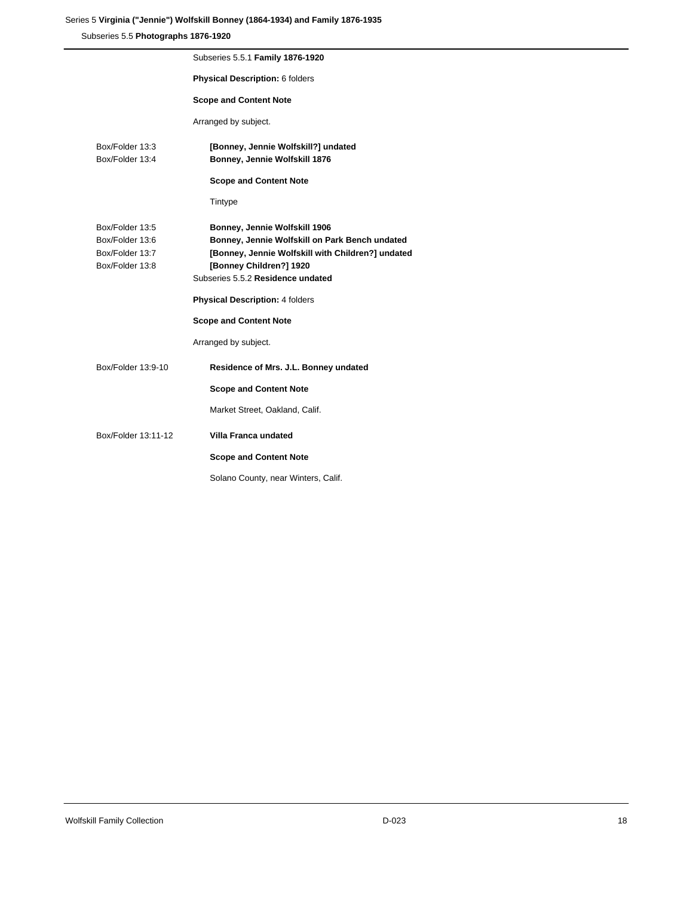Series 5 **Virginia ("Jennie") Wolfskill Bonney (1864-1934) and Family 1876-1935**

Subseries 5.5 **Photographs 1876-1920**

Subseries 5.5.1 **Family 1876-1920**

**Physical Description:** 6 folders

**Scope and Content Note**

Arranged by subject.

Box/Folder 13:3 — **[Bonney, Jennie Wolfskill?] undated**

Box/Folder 13:4 — **Bonney, Jennie Wolfskill 1876**

**Scope and Content Note**

Tintype

Box/Folder 13:5 — **Bonney, Jennie Wolfskill 1906**

Box/Folder 13:6 — **Bonney, Jennie Wolfskill on Park Bench undated**

Box/Folder 13:7 — **[Bonney, Jennie Wolfskill with Children?] undated**

Box/Folder 13:8 — **[Bonney Children?] 1920**

Subseries 5.5.2 **Residence undated**

**Physical Description:** 4 folders

**Scope and Content Note**

Arranged by subject.

Box/Folder 13:9-10 — **Residence of Mrs. J.L. Bonney undated**

**Scope and Content Note**

Market Street, Oakland, Calif.

Box/Folder 13:11-12 — **Villa Franca undated**

**Scope and Content Note**

Solano County, near Winters, Calif.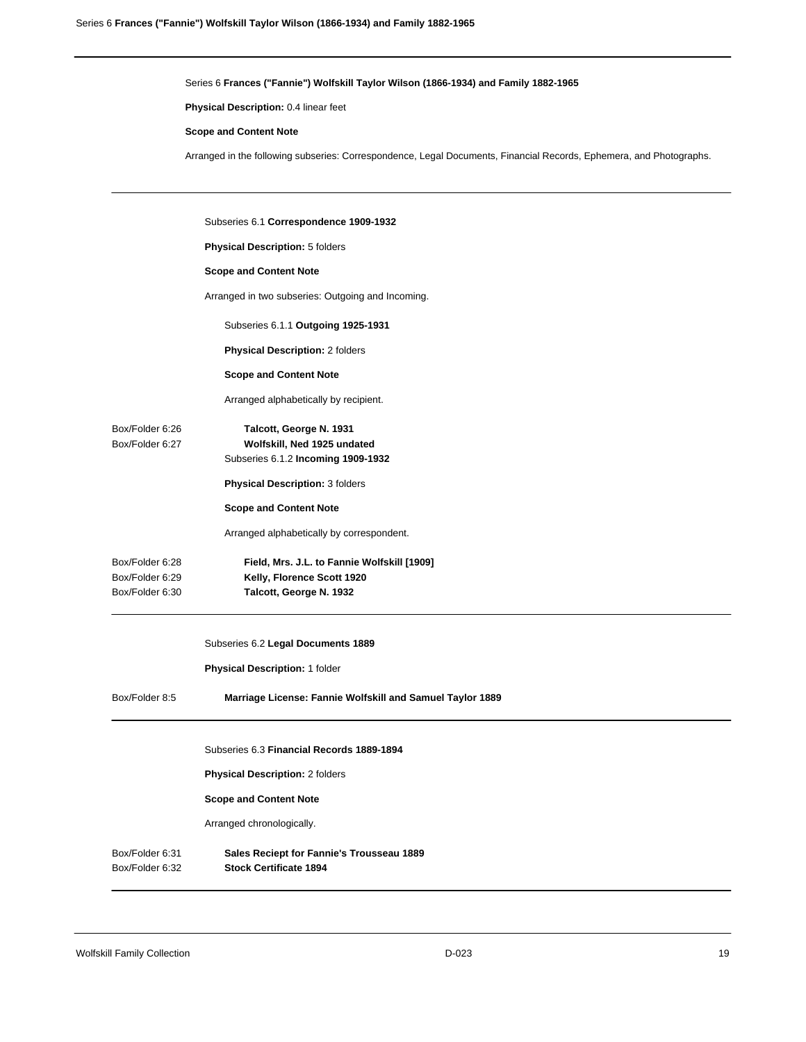## Series 6 **Frances ("Fannie") Wolfskill Taylor Wilson (1866-1934) and Family 1882-1965**

**Physical Description:** 0.4 linear feet

**Scope and Content Note**

Arranged in the following subseries: Correspondence, Legal Documents, Financial Records, Ephemera, and Photographs.

### Subseries 6.1 **Correspondence 1909-1932**

**Physical Description:** 5 folders

**Scope and Content Note**

Arranged in two subseries: Outgoing and Incoming.

#### Subseries 6.1.1 **Outgoing 1925-1931**

**Physical Description:** 2 folders

**Scope and Content Note**

Arranged alphabetically by recipient.

| Box/Folder | Title |
| --- | --- |
| 6:26 | **Talcott, George N. 1931** |
| 6:27 | **Wolfskill, Ned 1925 undated** |

#### Subseries 6.1.2 **Incoming 1909-1932**

**Physical Description:** 3 folders

**Scope and Content Note**

Arranged alphabetically by correspondent.

| Box/Folder | Title |
| --- | --- |
| 6:28 | **Field, Mrs. J.L. to Fannie Wolfskill [1909]** |
| 6:29 | **Kelly, Florence Scott 1920** |
| 6:30 | **Talcott, George N. 1932** |

### Subseries 6.2 **Legal Documents 1889**

**Physical Description:** 1 folder

| Box/Folder | Title |
| --- | --- |
| 8:5 | **Marriage License: Fannie Wolfskill and Samuel Taylor 1889** |

### Subseries 6.3 **Financial Records 1889-1894**

**Physical Description:** 2 folders

**Scope and Content Note**

Arranged chronologically.

| Box/Folder | Title |
| --- | --- |
| 6:31 | **Sales Reciept for Fannie's Trousseau 1889** |
| 6:32 | **Stock Certificate 1894** |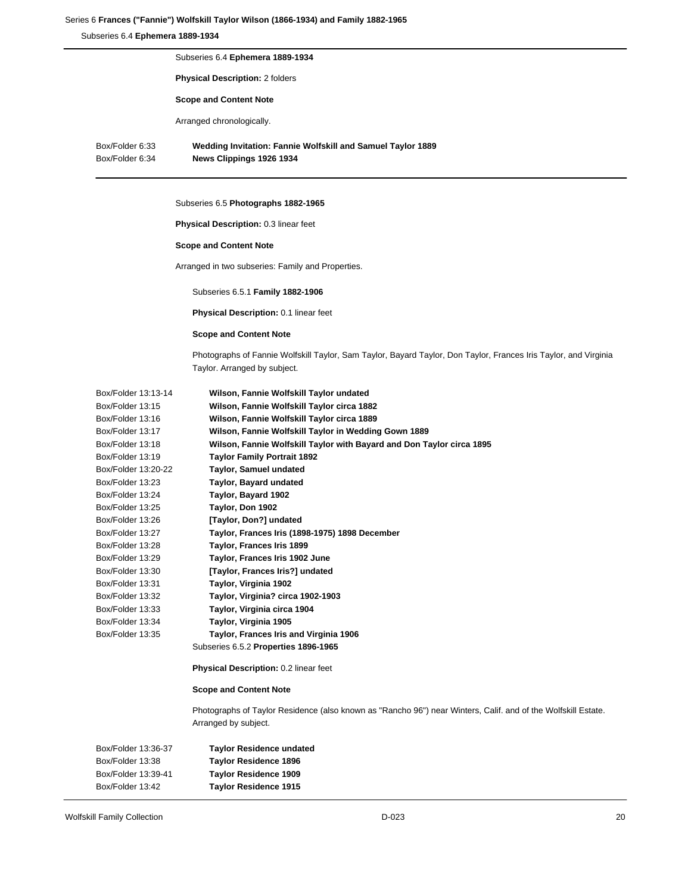Subseries 6.4 **Ephemera 1889-1934**

**Physical Description:** 2 folders

**Scope and Content Note**

Arranged chronologically.

| | |
|---|---|
| Box/Folder 6:33 | **Wedding Invitation: Fannie Wolfskill and Samuel Taylor 1889** |
| Box/Folder 6:34 | **News Clippings 1926 1934** |

Subseries 6.5 **Photographs 1882-1965**

**Physical Description:** 0.3 linear feet

**Scope and Content Note**

Arranged in two subseries: Family and Properties.

Subseries 6.5.1 **Family 1882-1906**

**Physical Description:** 0.1 linear feet

**Scope and Content Note**

Photographs of Fannie Wolfskill Taylor, Sam Taylor, Bayard Taylor, Don Taylor, Frances Iris Taylor, and Virginia Taylor. Arranged by subject.

| | |
|---|---|
| Box/Folder 13:13-14 | **Wilson, Fannie Wolfskill Taylor undated** |
| Box/Folder 13:15 | **Wilson, Fannie Wolfskill Taylor circa 1882** |
| Box/Folder 13:16 | **Wilson, Fannie Wolfskill Taylor circa 1889** |
| Box/Folder 13:17 | **Wilson, Fannie Wolfskill Taylor in Wedding Gown 1889** |
| Box/Folder 13:18 | **Wilson, Fannie Wolfskill Taylor with Bayard and Don Taylor circa 1895** |
| Box/Folder 13:19 | **Taylor Family Portrait 1892** |
| Box/Folder 13:20-22 | **Taylor, Samuel undated** |
| Box/Folder 13:23 | **Taylor, Bayard undated** |
| Box/Folder 13:24 | **Taylor, Bayard 1902** |
| Box/Folder 13:25 | **Taylor, Don 1902** |
| Box/Folder 13:26 | **[Taylor, Don?] undated** |
| Box/Folder 13:27 | **Taylor, Frances Iris (1898-1975) 1898 December** |
| Box/Folder 13:28 | **Taylor, Frances Iris 1899** |
| Box/Folder 13:29 | **Taylor, Frances Iris 1902 June** |
| Box/Folder 13:30 | **[Taylor, Frances Iris?] undated** |
| Box/Folder 13:31 | **Taylor, Virginia 1902** |
| Box/Folder 13:32 | **Taylor, Virginia? circa 1902-1903** |
| Box/Folder 13:33 | **Taylor, Virginia circa 1904** |
| Box/Folder 13:34 | **Taylor, Virginia 1905** |
| Box/Folder 13:35 | **Taylor, Frances Iris and Virginia 1906** |

Subseries 6.5.2 **Properties 1896-1965**

**Physical Description:** 0.2 linear feet

**Scope and Content Note**

Photographs of Taylor Residence (also known as "Rancho 96") near Winters, Calif. and of the Wolfskill Estate. Arranged by subject.

| | |
|---|---|
| Box/Folder 13:36-37 | **Taylor Residence undated** |
| Box/Folder 13:38 | **Taylor Residence 1896** |
| Box/Folder 13:39-41 | **Taylor Residence 1909** |
| Box/Folder 13:42 | **Taylor Residence 1915** |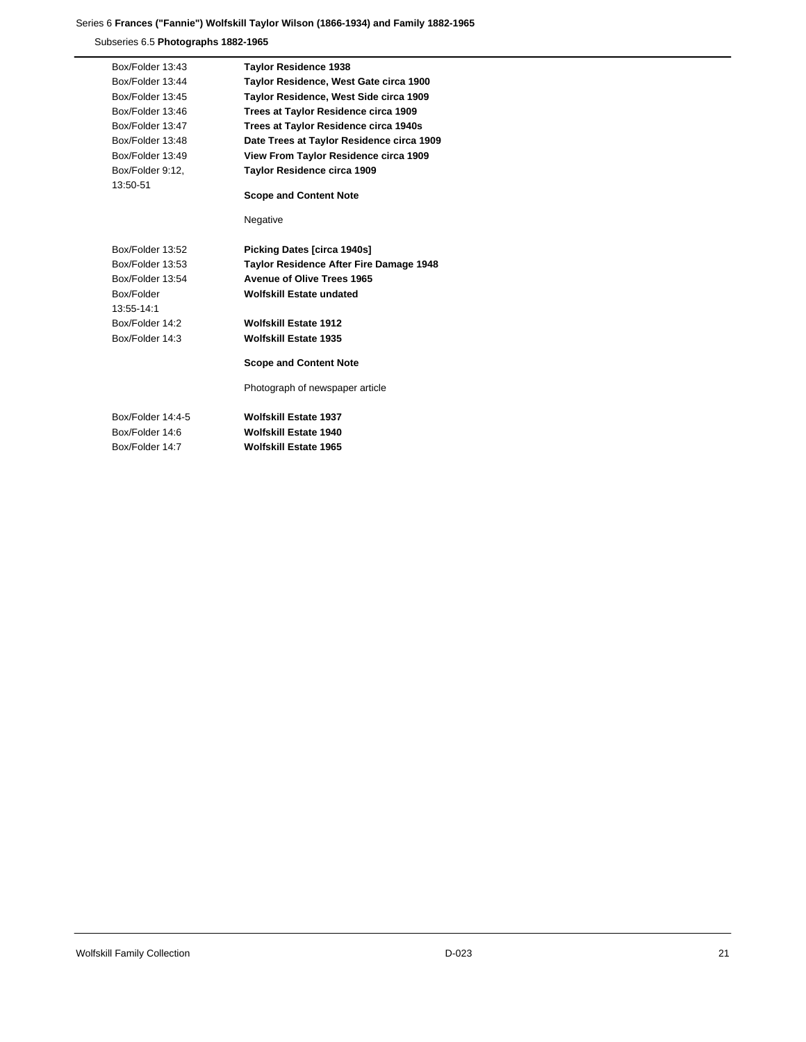Series 6 **Frances ("Fannie") Wolfskill Taylor Wilson (1866-1934) and Family 1882-1965**

Subseries 6.5 **Photographs 1882-1965**

Box/Folder 13:43 **Taylor Residence 1938**

Box/Folder 13:44 **Taylor Residence, West Gate circa 1900**

Box/Folder 13:45 **Taylor Residence, West Side circa 1909**

Box/Folder 13:46 **Trees at Taylor Residence circa 1909**

Box/Folder 13:47 **Trees at Taylor Residence circa 1940s**

Box/Folder 13:48 **Date Trees at Taylor Residence circa 1909**

Box/Folder 13:49 **View From Taylor Residence circa 1909**

Box/Folder 9:12, 13:50-51 **Taylor Residence circa 1909**

**Scope and Content Note**

Negative

Box/Folder 13:52 **Picking Dates [circa 1940s]**

Box/Folder 13:53 **Taylor Residence After Fire Damage 1948**

Box/Folder 13:54 **Avenue of Olive Trees 1965**

Box/Folder 13:55-14:1 **Wolfskill Estate undated**

Box/Folder 14:2 **Wolfskill Estate 1912**

Box/Folder 14:3 **Wolfskill Estate 1935**

**Scope and Content Note**

Photograph of newspaper article

Box/Folder 14:4-5 **Wolfskill Estate 1937**

Box/Folder 14:6 **Wolfskill Estate 1940**

Box/Folder 14:7 **Wolfskill Estate 1965**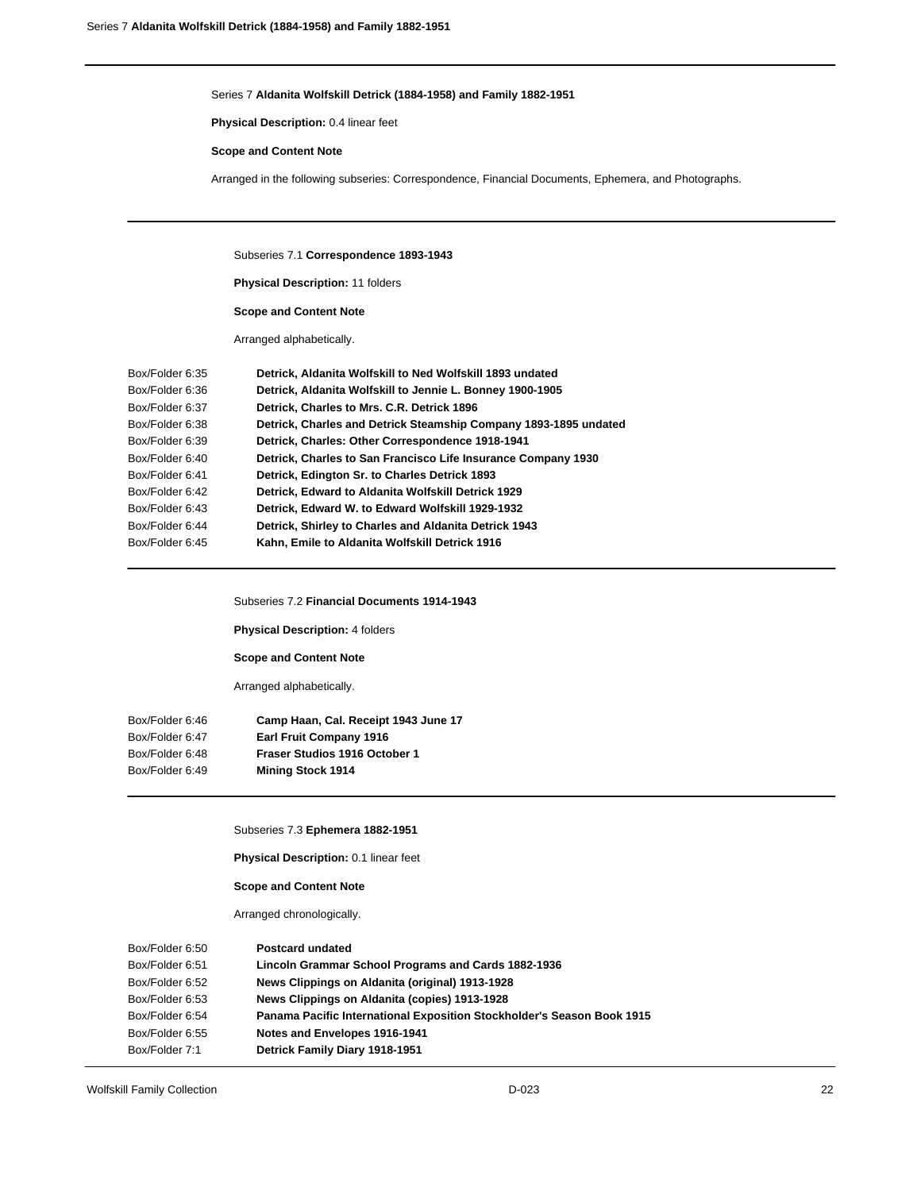Series 7 **Aldanita Wolfskill Detrick (1884-1958) and Family 1882-1951**

**Physical Description:** 0.4 linear feet

**Scope and Content Note**

Arranged in the following subseries: Correspondence, Financial Documents, Ephemera, and Photographs.

---

Subseries 7.1 **Correspondence 1893-1943**

**Physical Description:** 11 folders

**Scope and Content Note**

Arranged alphabetically.

| | |
|---|---|
| Box/Folder 6:35 | **Detrick, Aldanita Wolfskill to Ned Wolfskill 1893 undated** |
| Box/Folder 6:36 | **Detrick, Aldanita Wolfskill to Jennie L. Bonney 1900-1905** |
| Box/Folder 6:37 | **Detrick, Charles to Mrs. C.R. Detrick 1896** |
| Box/Folder 6:38 | **Detrick, Charles and Detrick Steamship Company 1893-1895 undated** |
| Box/Folder 6:39 | **Detrick, Charles: Other Correspondence 1918-1941** |
| Box/Folder 6:40 | **Detrick, Charles to San Francisco Life Insurance Company 1930** |
| Box/Folder 6:41 | **Detrick, Edington Sr. to Charles Detrick 1893** |
| Box/Folder 6:42 | **Detrick, Edward to Aldanita Wolfskill Detrick 1929** |
| Box/Folder 6:43 | **Detrick, Edward W. to Edward Wolfskill 1929-1932** |
| Box/Folder 6:44 | **Detrick, Shirley to Charles and Aldanita Detrick 1943** |
| Box/Folder 6:45 | **Kahn, Emile to Aldanita Wolfskill Detrick 1916** |

---

Subseries 7.2 **Financial Documents 1914-1943**

**Physical Description:** 4 folders

**Scope and Content Note**

Arranged alphabetically.

| | |
|---|---|
| Box/Folder 6:46 | **Camp Haan, Cal. Receipt 1943 June 17** |
| Box/Folder 6:47 | **Earl Fruit Company 1916** |
| Box/Folder 6:48 | **Fraser Studios 1916 October 1** |
| Box/Folder 6:49 | **Mining Stock 1914** |

---

Subseries 7.3 **Ephemera 1882-1951**

**Physical Description:** 0.1 linear feet

**Scope and Content Note**

Arranged chronologically.

| | |
|---|---|
| Box/Folder 6:50 | **Postcard undated** |
| Box/Folder 6:51 | **Lincoln Grammar School Programs and Cards 1882-1936** |
| Box/Folder 6:52 | **News Clippings on Aldanita (original) 1913-1928** |
| Box/Folder 6:53 | **News Clippings on Aldanita (copies) 1913-1928** |
| Box/Folder 6:54 | **Panama Pacific International Exposition Stockholder's Season Book 1915** |
| Box/Folder 6:55 | **Notes and Envelopes 1916-1941** |
| Box/Folder 7:1 | **Detrick Family Diary 1918-1951** |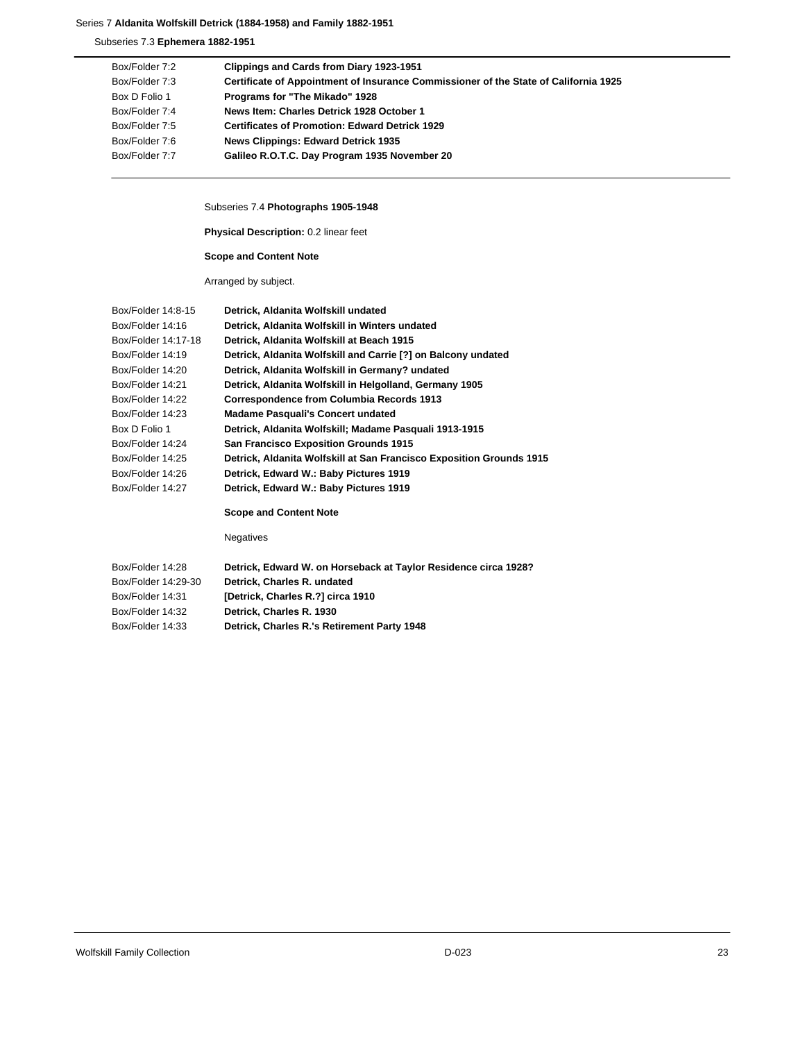Series 7 **Aldanita Wolfskill Detrick (1884-1958) and Family 1882-1951**

Subseries 7.3 **Ephemera 1882-1951**

| | |
|---|---|
| Box/Folder 7:2 | **Clippings and Cards from Diary 1923-1951** |
| Box/Folder 7:3 | **Certificate of Appointment of Insurance Commissioner of the State of California 1925** |
| Box D Folio 1 | **Programs for "The Mikado" 1928** |
| Box/Folder 7:4 | **News Item: Charles Detrick 1928 October 1** |
| Box/Folder 7:5 | **Certificates of Promotion: Edward Detrick 1929** |
| Box/Folder 7:6 | **News Clippings: Edward Detrick 1935** |
| Box/Folder 7:7 | **Galileo R.O.T.C. Day Program 1935 November 20** |

Subseries 7.4 **Photographs 1905-1948**

**Physical Description:** 0.2 linear feet

**Scope and Content Note**

Arranged by subject.

| | |
|---|---|
| Box/Folder 14:8-15 | **Detrick, Aldanita Wolfskill undated** |
| Box/Folder 14:16 | **Detrick, Aldanita Wolfskill in Winters undated** |
| Box/Folder 14:17-18 | **Detrick, Aldanita Wolfskill at Beach 1915** |
| Box/Folder 14:19 | **Detrick, Aldanita Wolfskill and Carrie [?] on Balcony undated** |
| Box/Folder 14:20 | **Detrick, Aldanita Wolfskill in Germany? undated** |
| Box/Folder 14:21 | **Detrick, Aldanita Wolfskill in Helgolland, Germany 1905** |
| Box/Folder 14:22 | **Correspondence from Columbia Records 1913** |
| Box/Folder 14:23 | **Madame Pasquali's Concert undated** |
| Box D Folio 1 | **Detrick, Aldanita Wolfskill; Madame Pasquali 1913-1915** |
| Box/Folder 14:24 | **San Francisco Exposition Grounds 1915** |
| Box/Folder 14:25 | **Detrick, Aldanita Wolfskill at San Francisco Exposition Grounds 1915** |
| Box/Folder 14:26 | **Detrick, Edward W.: Baby Pictures 1919** |
| Box/Folder 14:27 | **Detrick, Edward W.: Baby Pictures 1919** |

**Scope and Content Note**

Negatives

| | |
|---|---|
| Box/Folder 14:28 | **Detrick, Edward W. on Horseback at Taylor Residence circa 1928?** |
| Box/Folder 14:29-30 | **Detrick, Charles R. undated** |
| Box/Folder 14:31 | **[Detrick, Charles R.?] circa 1910** |
| Box/Folder 14:32 | **Detrick, Charles R. 1930** |
| Box/Folder 14:33 | **Detrick, Charles R.'s Retirement Party 1948** |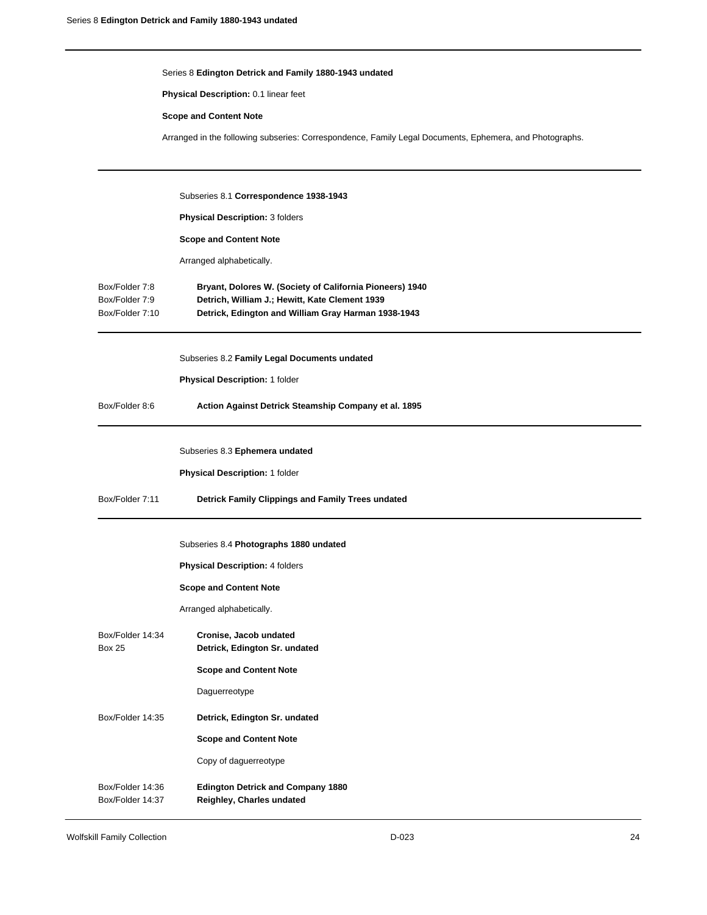Series 8 **Edington Detrick and Family 1880-1943 undated**

**Physical Description:** 0.1 linear feet

**Scope and Content Note**

Arranged in the following subseries: Correspondence, Family Legal Documents, Ephemera, and Photographs.

---

Subseries 8.1 **Correspondence 1938-1943**

**Physical Description:** 3 folders

**Scope and Content Note**

Arranged alphabetically.

| | |
|---|---|
| Box/Folder 7:8 | **Bryant, Dolores W. (Society of California Pioneers) 1940** |
| Box/Folder 7:9 | **Detrich, William J.; Hewitt, Kate Clement 1939** |
| Box/Folder 7:10 | **Detrick, Edington and William Gray Harman 1938-1943** |

---

Subseries 8.2 **Family Legal Documents undated**

**Physical Description:** 1 folder

| | |
|---|---|
| Box/Folder 8:6 | **Action Against Detrick Steamship Company et al. 1895** |

---

Subseries 8.3 **Ephemera undated**

**Physical Description:** 1 folder

| | |
|---|---|
| Box/Folder 7:11 | **Detrick Family Clippings and Family Trees undated** |

---

Subseries 8.4 **Photographs 1880 undated**

**Physical Description:** 4 folders

**Scope and Content Note**

Arranged alphabetically.

Box/Folder 14:34 — **Cronise, Jacob undated**

Box 25 — **Detrick, Edington Sr. undated**

**Scope and Content Note**

Daguerreotype

Box/Folder 14:35 — **Detrick, Edington Sr. undated**

**Scope and Content Note**

Copy of daguerreotype

Box/Folder 14:36 — **Edington Detrick and Company 1880**

Box/Folder 14:37 — **Reighley, Charles undated**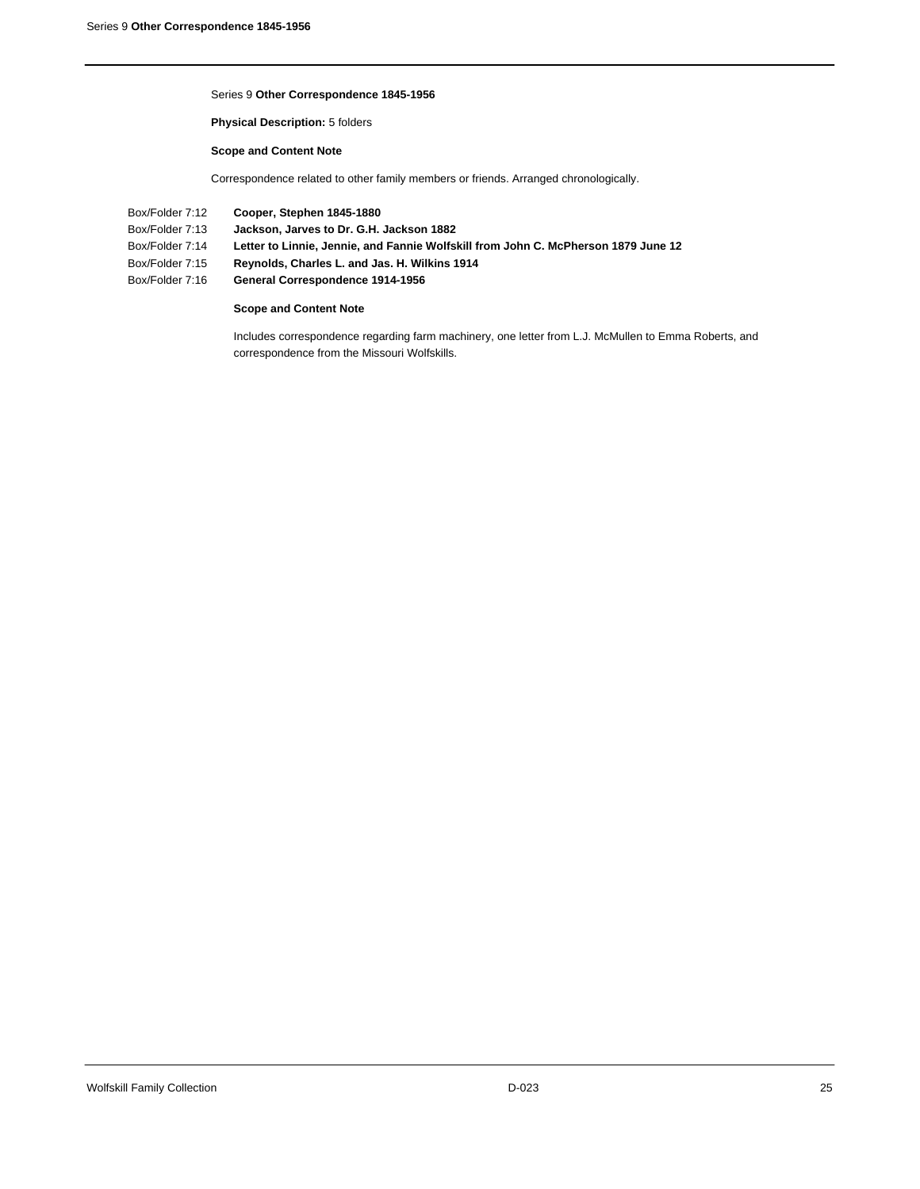Series 9 **Other Correspondence 1845-1956**

**Physical Description:** 5 folders

**Scope and Content Note**

Correspondence related to other family members or friends. Arranged chronologically.

| | |
|---|---|
| Box/Folder 7:12 | **Cooper, Stephen 1845-1880** |
| Box/Folder 7:13 | **Jackson, Jarves to Dr. G.H. Jackson 1882** |
| Box/Folder 7:14 | **Letter to Linnie, Jennie, and Fannie Wolfskill from John C. McPherson 1879 June 12** |
| Box/Folder 7:15 | **Reynolds, Charles L. and Jas. H. Wilkins 1914** |
| Box/Folder 7:16 | **General Correspondence 1914-1956** |

**Scope and Content Note**

Includes correspondence regarding farm machinery, one letter from L.J. McMullen to Emma Roberts, and correspondence from the Missouri Wolfskills.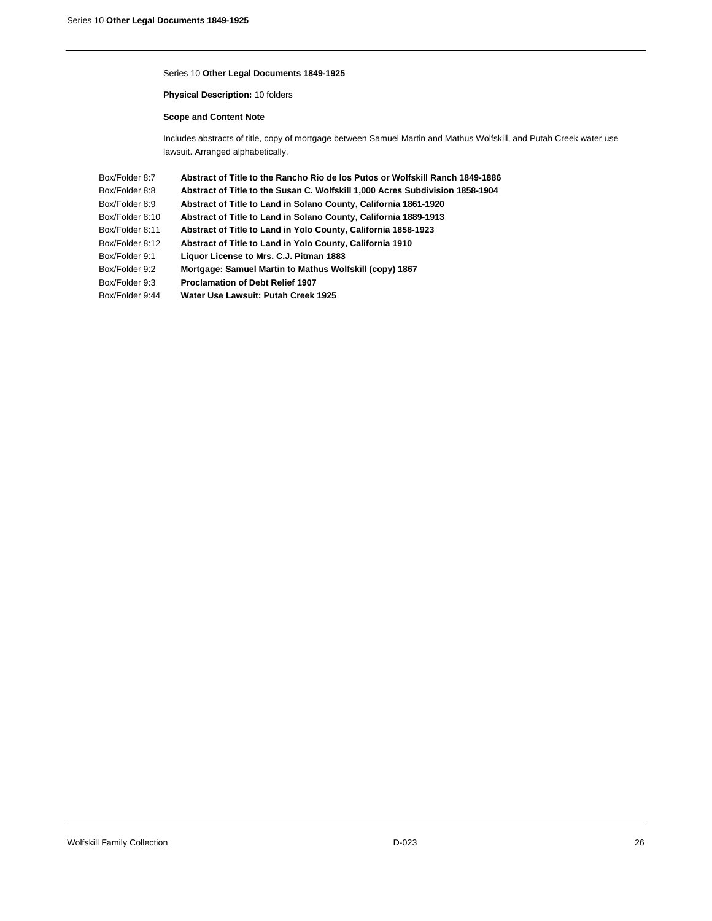Series 10 **Other Legal Documents 1849-1925**

**Physical Description:** 10 folders

**Scope and Content Note**

Includes abstracts of title, copy of mortgage between Samuel Martin and Mathus Wolfskill, and Putah Creek water use lawsuit. Arranged alphabetically.

| | |
|---|---|
| Box/Folder 8:7 | **Abstract of Title to the Rancho Rio de los Putos or Wolfskill Ranch 1849-1886** |
| Box/Folder 8:8 | **Abstract of Title to the Susan C. Wolfskill 1,000 Acres Subdivision 1858-1904** |
| Box/Folder 8:9 | **Abstract of Title to Land in Solano County, California 1861-1920** |
| Box/Folder 8:10 | **Abstract of Title to Land in Solano County, California 1889-1913** |
| Box/Folder 8:11 | **Abstract of Title to Land in Yolo County, California 1858-1923** |
| Box/Folder 8:12 | **Abstract of Title to Land in Yolo County, California 1910** |
| Box/Folder 9:1 | **Liquor License to Mrs. C.J. Pitman 1883** |
| Box/Folder 9:2 | **Mortgage: Samuel Martin to Mathus Wolfskill (copy) 1867** |
| Box/Folder 9:3 | **Proclamation of Debt Relief 1907** |
| Box/Folder 9:44 | **Water Use Lawsuit: Putah Creek 1925** |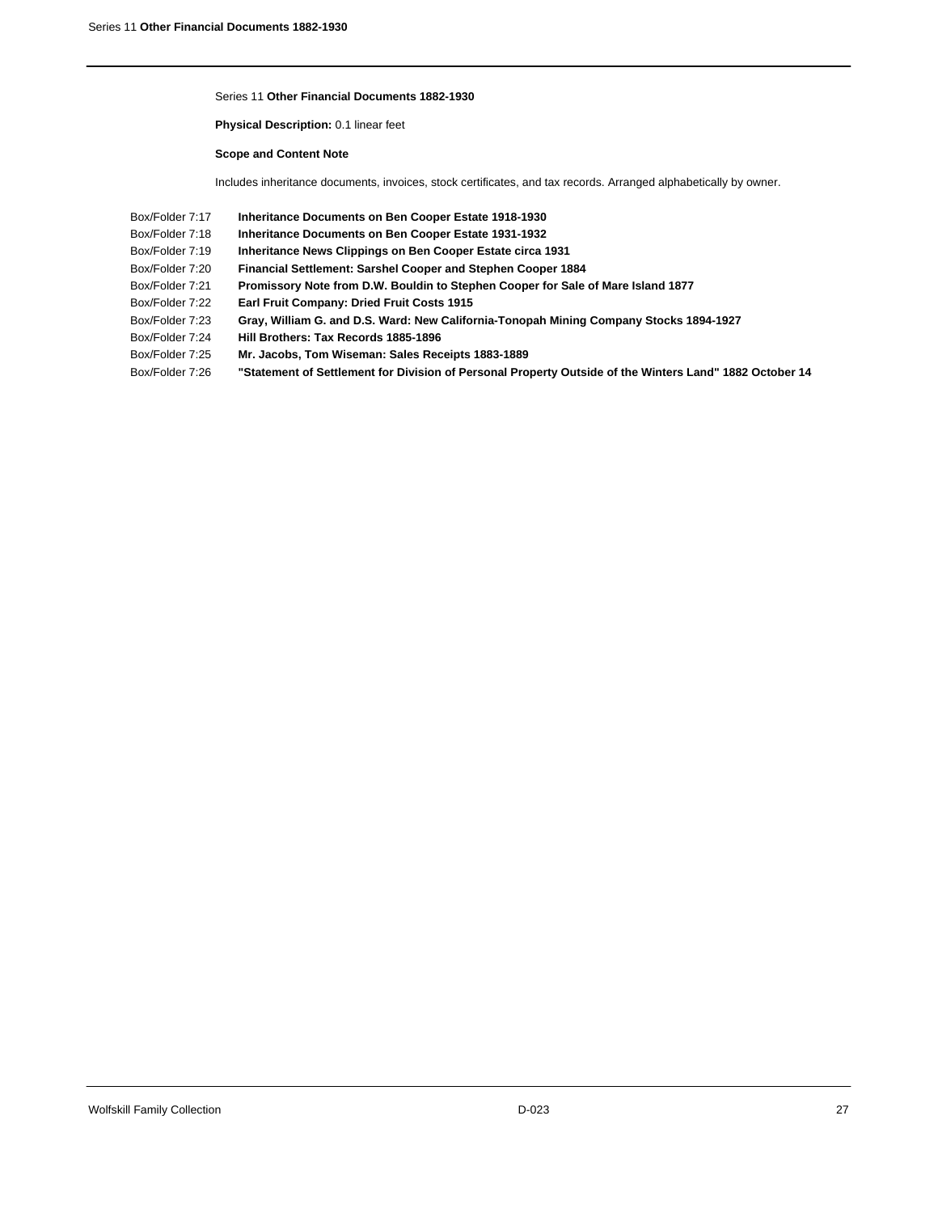Series 11 **Other Financial Documents 1882-1930**

**Physical Description:** 0.1 linear feet

**Scope and Content Note**

Includes inheritance documents, invoices, stock certificates, and tax records. Arranged alphabetically by owner.

| | |
|---|---|
| Box/Folder 7:17 | **Inheritance Documents on Ben Cooper Estate 1918-1930** |
| Box/Folder 7:18 | **Inheritance Documents on Ben Cooper Estate 1931-1932** |
| Box/Folder 7:19 | **Inheritance News Clippings on Ben Cooper Estate circa 1931** |
| Box/Folder 7:20 | **Financial Settlement: Sarshel Cooper and Stephen Cooper 1884** |
| Box/Folder 7:21 | **Promissory Note from D.W. Bouldin to Stephen Cooper for Sale of Mare Island 1877** |
| Box/Folder 7:22 | **Earl Fruit Company: Dried Fruit Costs 1915** |
| Box/Folder 7:23 | **Gray, William G. and D.S. Ward: New California-Tonopah Mining Company Stocks 1894-1927** |
| Box/Folder 7:24 | **Hill Brothers: Tax Records 1885-1896** |
| Box/Folder 7:25 | **Mr. Jacobs, Tom Wiseman: Sales Receipts 1883-1889** |
| Box/Folder 7:26 | **"Statement of Settlement for Division of Personal Property Outside of the Winters Land" 1882 October 14** |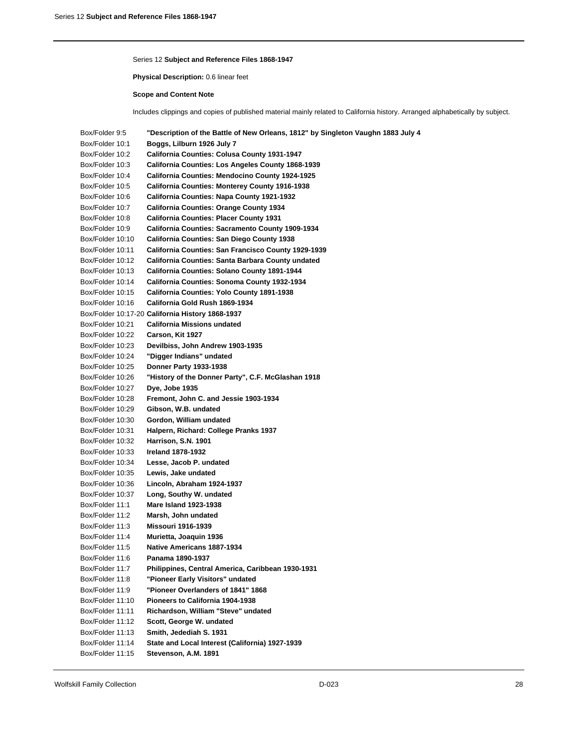## Series 12 **Subject and Reference Files 1868-1947**

**Physical Description:** 0.6 linear feet

**Scope and Content Note**

Includes clippings and copies of published material mainly related to California history. Arranged alphabetically by subject.

| | |
|---|---|
| Box/Folder 9:5 | **"Description of the Battle of New Orleans, 1812" by Singleton Vaughn 1883 July 4** |
| Box/Folder 10:1 | **Boggs, Lilburn 1926 July 7** |
| Box/Folder 10:2 | **California Counties: Colusa County 1931-1947** |
| Box/Folder 10:3 | **California Counties: Los Angeles County 1868-1939** |
| Box/Folder 10:4 | **California Counties: Mendocino County 1924-1925** |
| Box/Folder 10:5 | **California Counties: Monterey County 1916-1938** |
| Box/Folder 10:6 | **California Counties: Napa County 1921-1932** |
| Box/Folder 10:7 | **California Counties: Orange County 1934** |
| Box/Folder 10:8 | **California Counties: Placer County 1931** |
| Box/Folder 10:9 | **California Counties: Sacramento County 1909-1934** |
| Box/Folder 10:10 | **California Counties: San Diego County 1938** |
| Box/Folder 10:11 | **California Counties: San Francisco County 1929-1939** |
| Box/Folder 10:12 | **California Counties: Santa Barbara County undated** |
| Box/Folder 10:13 | **California Counties: Solano County 1891-1944** |
| Box/Folder 10:14 | **California Counties: Sonoma County 1932-1934** |
| Box/Folder 10:15 | **California Counties: Yolo County 1891-1938** |
| Box/Folder 10:16 | **California Gold Rush 1869-1934** |
| Box/Folder 10:17-20 | **California History 1868-1937** |
| Box/Folder 10:21 | **California Missions undated** |
| Box/Folder 10:22 | **Carson, Kit 1927** |
| Box/Folder 10:23 | **Devilbiss, John Andrew 1903-1935** |
| Box/Folder 10:24 | **"Digger Indians" undated** |
| Box/Folder 10:25 | **Donner Party 1933-1938** |
| Box/Folder 10:26 | **"History of the Donner Party", C.F. McGlashan 1918** |
| Box/Folder 10:27 | **Dye, Jobe 1935** |
| Box/Folder 10:28 | **Fremont, John C. and Jessie 1903-1934** |
| Box/Folder 10:29 | **Gibson, W.B. undated** |
| Box/Folder 10:30 | **Gordon, William undated** |
| Box/Folder 10:31 | **Halpern, Richard: College Pranks 1937** |
| Box/Folder 10:32 | **Harrison, S.N. 1901** |
| Box/Folder 10:33 | **Ireland 1878-1932** |
| Box/Folder 10:34 | **Lesse, Jacob P. undated** |
| Box/Folder 10:35 | **Lewis, Jake undated** |
| Box/Folder 10:36 | **Lincoln, Abraham 1924-1937** |
| Box/Folder 10:37 | **Long, Southy W. undated** |
| Box/Folder 11:1 | **Mare Island 1923-1938** |
| Box/Folder 11:2 | **Marsh, John undated** |
| Box/Folder 11:3 | **Missouri 1916-1939** |
| Box/Folder 11:4 | **Murietta, Joaquin 1936** |
| Box/Folder 11:5 | **Native Americans 1887-1934** |
| Box/Folder 11:6 | **Panama 1890-1937** |
| Box/Folder 11:7 | **Philippines, Central America, Caribbean 1930-1931** |
| Box/Folder 11:8 | **"Pioneer Early Visitors" undated** |
| Box/Folder 11:9 | **"Pioneer Overlanders of 1841" 1868** |
| Box/Folder 11:10 | **Pioneers to California 1904-1938** |
| Box/Folder 11:11 | **Richardson, William "Steve" undated** |
| Box/Folder 11:12 | **Scott, George W. undated** |
| Box/Folder 11:13 | **Smith, Jedediah S. 1931** |
| Box/Folder 11:14 | **State and Local Interest (California) 1927-1939** |
| Box/Folder 11:15 | **Stevenson, A.M. 1891** |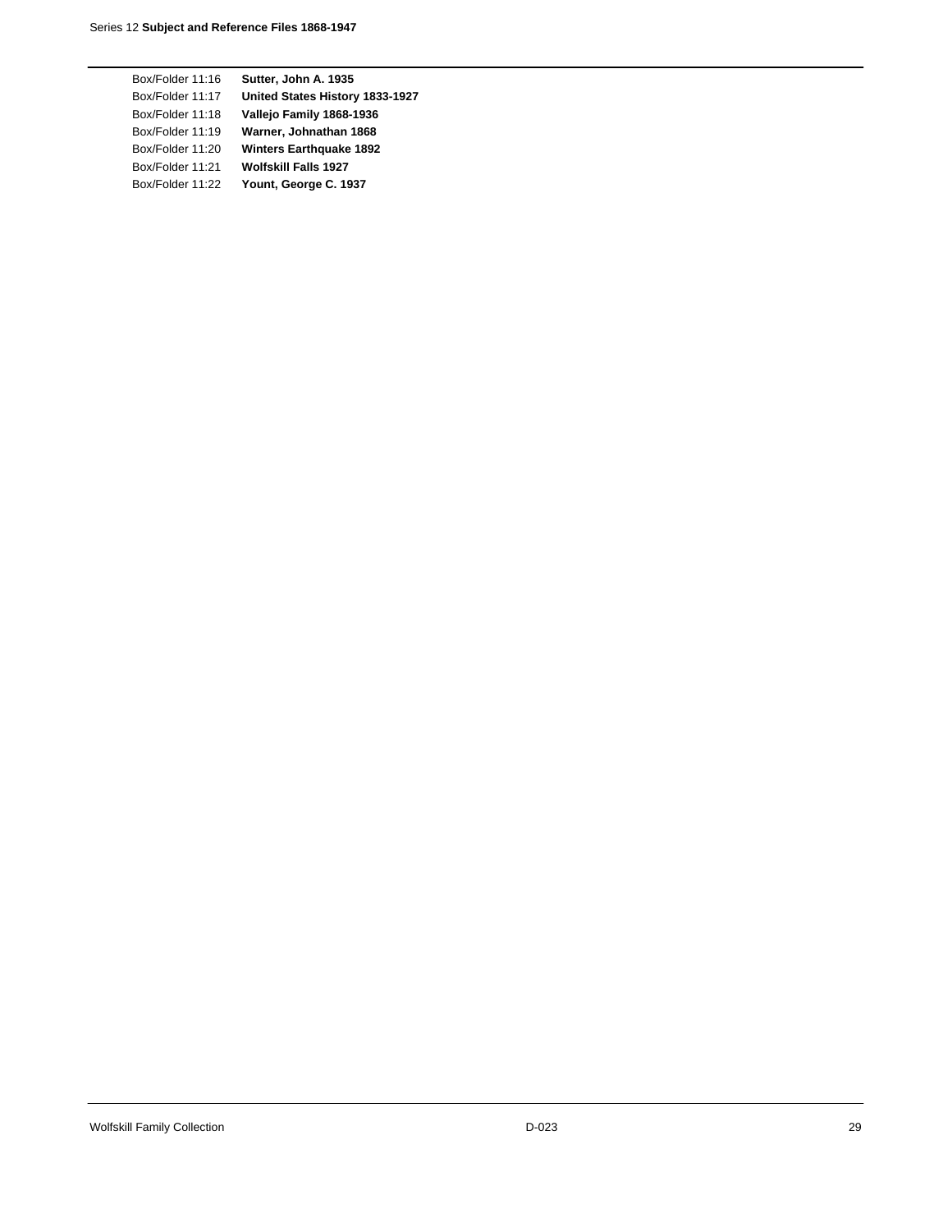| Box/Folder | Title |
| --- | --- |
| Box/Folder 11:16 | **Sutter, John A. 1935** |
| Box/Folder 11:17 | **United States History 1833-1927** |
| Box/Folder 11:18 | **Vallejo Family 1868-1936** |
| Box/Folder 11:19 | **Warner, Johnathan 1868** |
| Box/Folder 11:20 | **Winters Earthquake 1892** |
| Box/Folder 11:21 | **Wolfskill Falls 1927** |
| Box/Folder 11:22 | **Yount, George C. 1937** |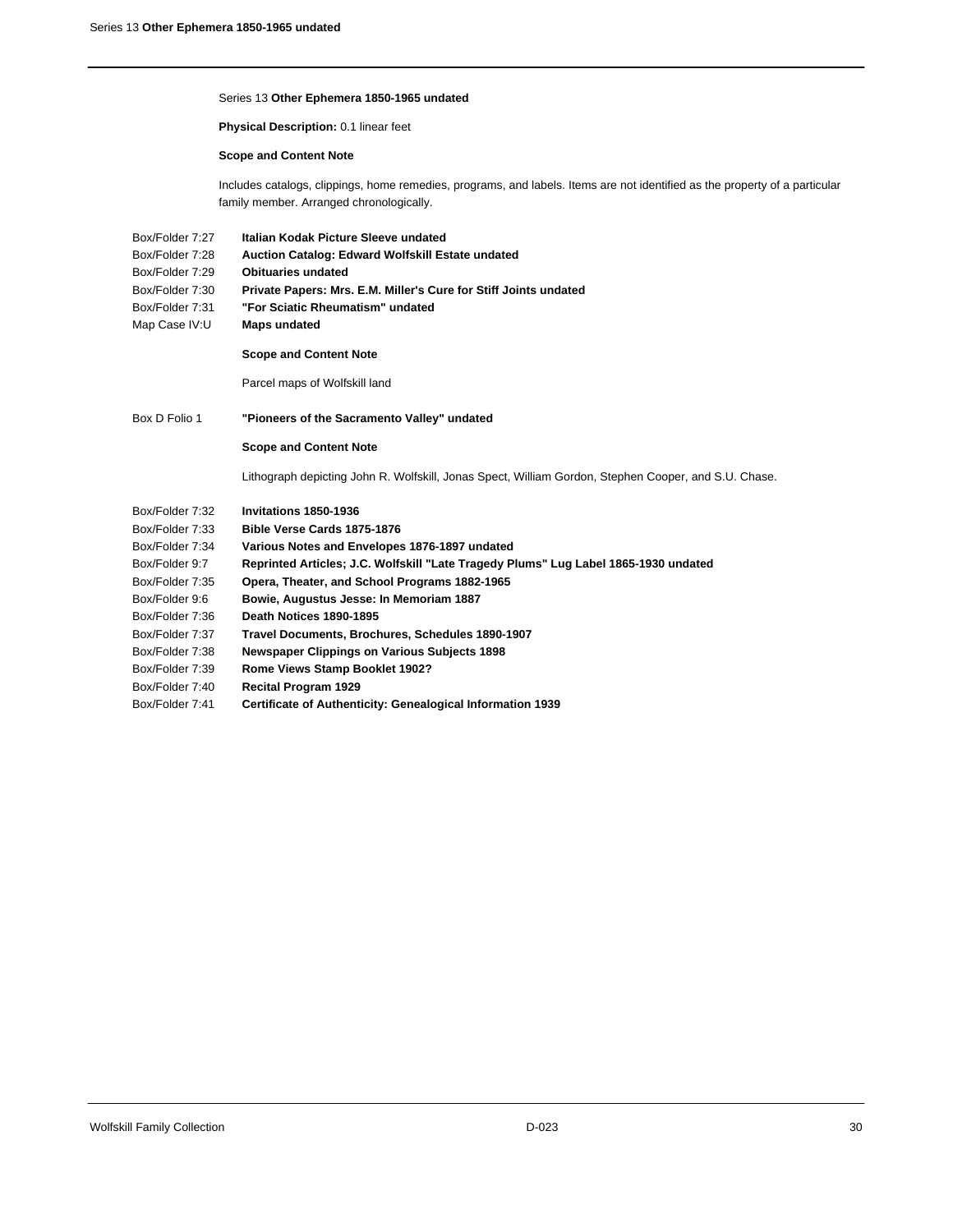## Series 13 **Other Ephemera 1850-1965 undated**

**Physical Description:** 0.1 linear feet

**Scope and Content Note**

Includes catalogs, clippings, home remedies, programs, and labels. Items are not identified as the property of a particular family member. Arranged chronologically.

| | |
|---|---|
| Box/Folder 7:27 | **Italian Kodak Picture Sleeve undated** |
| Box/Folder 7:28 | **Auction Catalog: Edward Wolfskill Estate undated** |
| Box/Folder 7:29 | **Obituaries undated** |
| Box/Folder 7:30 | **Private Papers: Mrs. E.M. Miller's Cure for Stiff Joints undated** |
| Box/Folder 7:31 | **"For Sciatic Rheumatism" undated** |
| Map Case IV:U | **Maps undated** |

**Scope and Content Note**

Parcel maps of Wolfskill land

| | |
|---|---|
| Box D Folio 1 | **"Pioneers of the Sacramento Valley" undated** |

**Scope and Content Note**

Lithograph depicting John R. Wolfskill, Jonas Spect, William Gordon, Stephen Cooper, and S.U. Chase.

| | |
|---|---|
| Box/Folder 7:32 | **Invitations 1850-1936** |
| Box/Folder 7:33 | **Bible Verse Cards 1875-1876** |
| Box/Folder 7:34 | **Various Notes and Envelopes 1876-1897 undated** |
| Box/Folder 9:7 | **Reprinted Articles; J.C. Wolfskill "Late Tragedy Plums" Lug Label 1865-1930 undated** |
| Box/Folder 7:35 | **Opera, Theater, and School Programs 1882-1965** |
| Box/Folder 9:6 | **Bowie, Augustus Jesse: In Memoriam 1887** |
| Box/Folder 7:36 | **Death Notices 1890-1895** |
| Box/Folder 7:37 | **Travel Documents, Brochures, Schedules 1890-1907** |
| Box/Folder 7:38 | **Newspaper Clippings on Various Subjects 1898** |
| Box/Folder 7:39 | **Rome Views Stamp Booklet 1902?** |
| Box/Folder 7:40 | **Recital Program 1929** |
| Box/Folder 7:41 | **Certificate of Authenticity: Genealogical Information 1939** |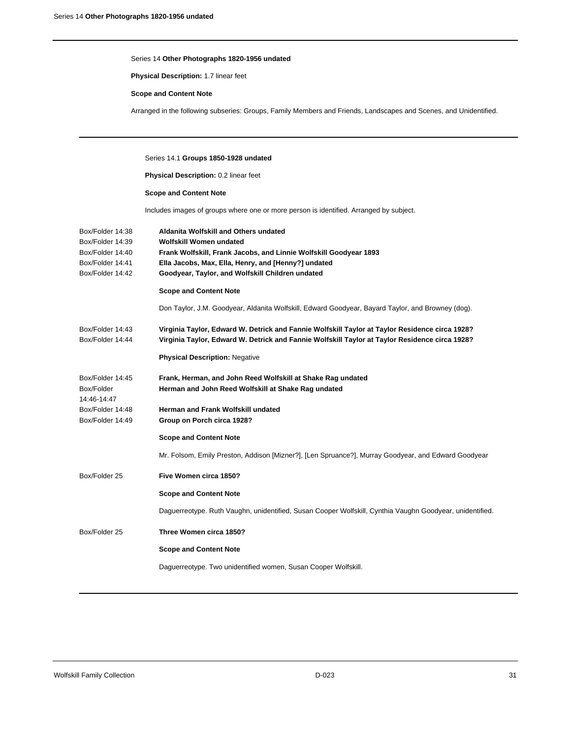Series 14 **Other Photographs 1820-1956 undated**

**Physical Description:** 1.7 linear feet

**Scope and Content Note**

Arranged in the following subseries: Groups, Family Members and Friends, Landscapes and Scenes, and Unidentified.

---

Series 14.1 **Groups 1850-1928 undated**

**Physical Description:** 0.2 linear feet

**Scope and Content Note**

Includes images of groups where one or more person is identified. Arranged by subject.

Box/Folder 14:38 — **Aldanita Wolfskill and Others undated**

Box/Folder 14:39 — **Wolfskill Women undated**

Box/Folder 14:40 — **Frank Wolfskill, Frank Jacobs, and Linnie Wolfskill Goodyear 1893**

Box/Folder 14:41 — **Ella Jacobs, Max, Ella, Henry, and [Henny?] undated**

Box/Folder 14:42 — **Goodyear, Taylor, and Wolfskill Children undated**

**Scope and Content Note**

Don Taylor, J.M. Goodyear, Aldanita Wolfskill, Edward Goodyear, Bayard Taylor, and Browney (dog).

Box/Folder 14:43 — **Virginia Taylor, Edward W. Detrick and Fannie Wolfskill Taylor at Taylor Residence circa 1928?**

Box/Folder 14:44 — **Virginia Taylor, Edward W. Detrick and Fannie Wolfskill Taylor at Taylor Residence circa 1928?**

**Physical Description:** Negative

Box/Folder 14:45 — **Frank, Herman, and John Reed Wolfskill at Shake Rag undated**

Box/Folder 14:46-14:47 — **Herman and John Reed Wolfskill at Shake Rag undated**

Box/Folder 14:48 — **Herman and Frank Wolfskill undated**

Box/Folder 14:49 — **Group on Porch circa 1928?**

**Scope and Content Note**

Mr. Folsom, Emily Preston, Addison [Mizner?], [Len Spruance?], Murray Goodyear, and Edward Goodyear

Box/Folder 25 — **Five Women circa 1850?**

**Scope and Content Note**

Daguerreotype. Ruth Vaughn, unidentified, Susan Cooper Wolfskill, Cynthia Vaughn Goodyear, unidentified.

Box/Folder 25 — **Three Women circa 1850?**

**Scope and Content Note**

Daguerreotype. Two unidentified women, Susan Cooper Wolfskill.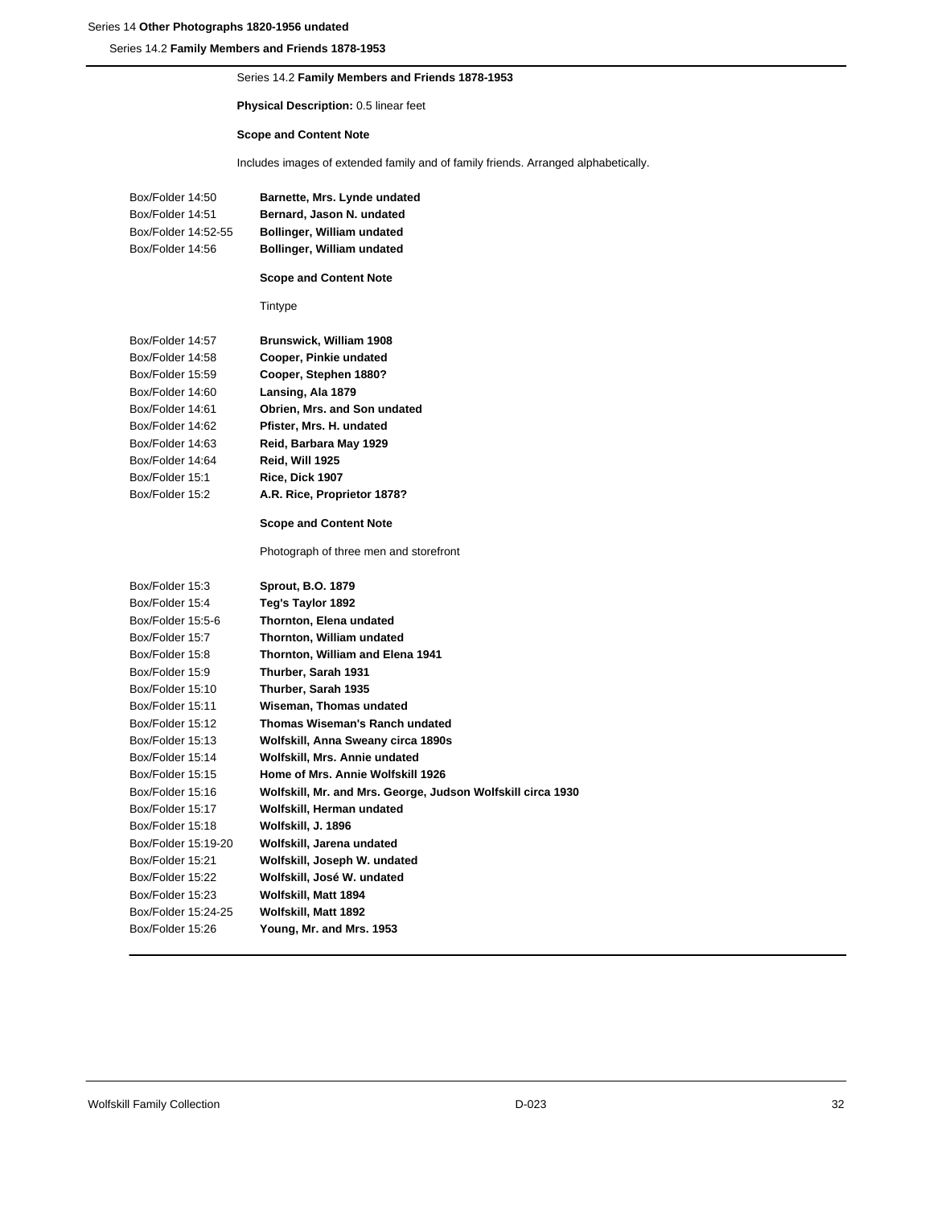Series 14.2 **Family Members and Friends 1878-1953**

**Physical Description:** 0.5 linear feet

**Scope and Content Note**

Includes images of extended family and of family friends. Arranged alphabetically.

| | |
|---|---|
| Box/Folder 14:50 | **Barnette, Mrs. Lynde undated** |
| Box/Folder 14:51 | **Bernard, Jason N. undated** |
| Box/Folder 14:52-55 | **Bollinger, William undated** |
| Box/Folder 14:56 | **Bollinger, William undated** |

**Scope and Content Note**

Tintype

| | |
|---|---|
| Box/Folder 14:57 | **Brunswick, William 1908** |
| Box/Folder 14:58 | **Cooper, Pinkie undated** |
| Box/Folder 15:59 | **Cooper, Stephen 1880?** |
| Box/Folder 14:60 | **Lansing, Ala 1879** |
| Box/Folder 14:61 | **Obrien, Mrs. and Son undated** |
| Box/Folder 14:62 | **Pfister, Mrs. H. undated** |
| Box/Folder 14:63 | **Reid, Barbara May 1929** |
| Box/Folder 14:64 | **Reid, Will 1925** |
| Box/Folder 15:1 | **Rice, Dick 1907** |
| Box/Folder 15:2 | **A.R. Rice, Proprietor 1878?** |

**Scope and Content Note**

Photograph of three men and storefront

| | |
|---|---|
| Box/Folder 15:3 | **Sprout, B.O. 1879** |
| Box/Folder 15:4 | **Teg's Taylor 1892** |
| Box/Folder 15:5-6 | **Thornton, Elena undated** |
| Box/Folder 15:7 | **Thornton, William undated** |
| Box/Folder 15:8 | **Thornton, William and Elena 1941** |
| Box/Folder 15:9 | **Thurber, Sarah 1931** |
| Box/Folder 15:10 | **Thurber, Sarah 1935** |
| Box/Folder 15:11 | **Wiseman, Thomas undated** |
| Box/Folder 15:12 | **Thomas Wiseman's Ranch undated** |
| Box/Folder 15:13 | **Wolfskill, Anna Sweany circa 1890s** |
| Box/Folder 15:14 | **Wolfskill, Mrs. Annie undated** |
| Box/Folder 15:15 | **Home of Mrs. Annie Wolfskill 1926** |
| Box/Folder 15:16 | **Wolfskill, Mr. and Mrs. George, Judson Wolfskill circa 1930** |
| Box/Folder 15:17 | **Wolfskill, Herman undated** |
| Box/Folder 15:18 | **Wolfskill, J. 1896** |
| Box/Folder 15:19-20 | **Wolfskill, Jarena undated** |
| Box/Folder 15:21 | **Wolfskill, Joseph W. undated** |
| Box/Folder 15:22 | **Wolfskill, José W. undated** |
| Box/Folder 15:23 | **Wolfskill, Matt 1894** |
| Box/Folder 15:24-25 | **Wolfskill, Matt 1892** |
| Box/Folder 15:26 | **Young, Mr. and Mrs. 1953** |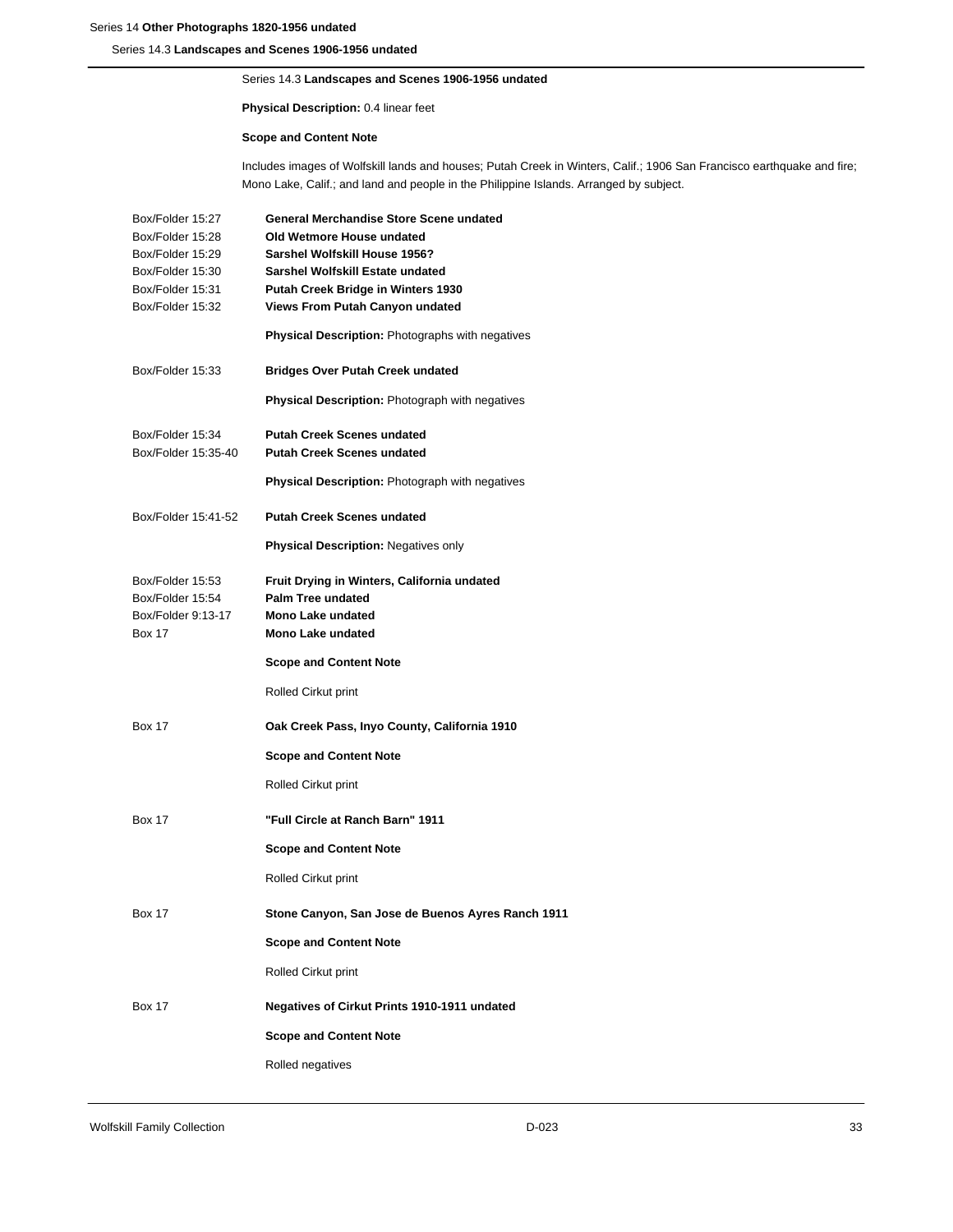Series 14.3 **Landscapes and Scenes 1906-1956 undated**

**Physical Description:** 0.4 linear feet

**Scope and Content Note**

Includes images of Wolfskill lands and houses; Putah Creek in Winters, Calif.; 1906 San Francisco earthquake and fire; Mono Lake, Calif.; and land and people in the Philippine Islands. Arranged by subject.

Box/Folder 15:27 — **General Merchandise Store Scene undated**

Box/Folder 15:28 — **Old Wetmore House undated**

Box/Folder 15:29 — **Sarshel Wolfskill House 1956?**

Box/Folder 15:30 — **Sarshel Wolfskill Estate undated**

Box/Folder 15:31 — **Putah Creek Bridge in Winters 1930**

Box/Folder 15:32 — **Views From Putah Canyon undated**

**Physical Description:** Photographs with negatives

Box/Folder 15:33 — **Bridges Over Putah Creek undated**

**Physical Description:** Photograph with negatives

Box/Folder 15:34 — **Putah Creek Scenes undated**

Box/Folder 15:35-40 — **Putah Creek Scenes undated**

**Physical Description:** Photograph with negatives

Box/Folder 15:41-52 — **Putah Creek Scenes undated**

**Physical Description:** Negatives only

Box/Folder 15:53 — **Fruit Drying in Winters, California undated**

Box/Folder 15:54 — **Palm Tree undated**

Box/Folder 9:13-17 — **Mono Lake undated**

Box 17 — **Mono Lake undated**

**Scope and Content Note**

Rolled Cirkut print

Box 17 — **Oak Creek Pass, Inyo County, California 1910**

**Scope and Content Note**

Rolled Cirkut print

Box 17 — **"Full Circle at Ranch Barn" 1911**

**Scope and Content Note**

Rolled Cirkut print

Box 17 — **Stone Canyon, San Jose de Buenos Ayres Ranch 1911**

**Scope and Content Note**

Rolled Cirkut print

Box 17 — **Negatives of Cirkut Prints 1910-1911 undated**

**Scope and Content Note**

Rolled negatives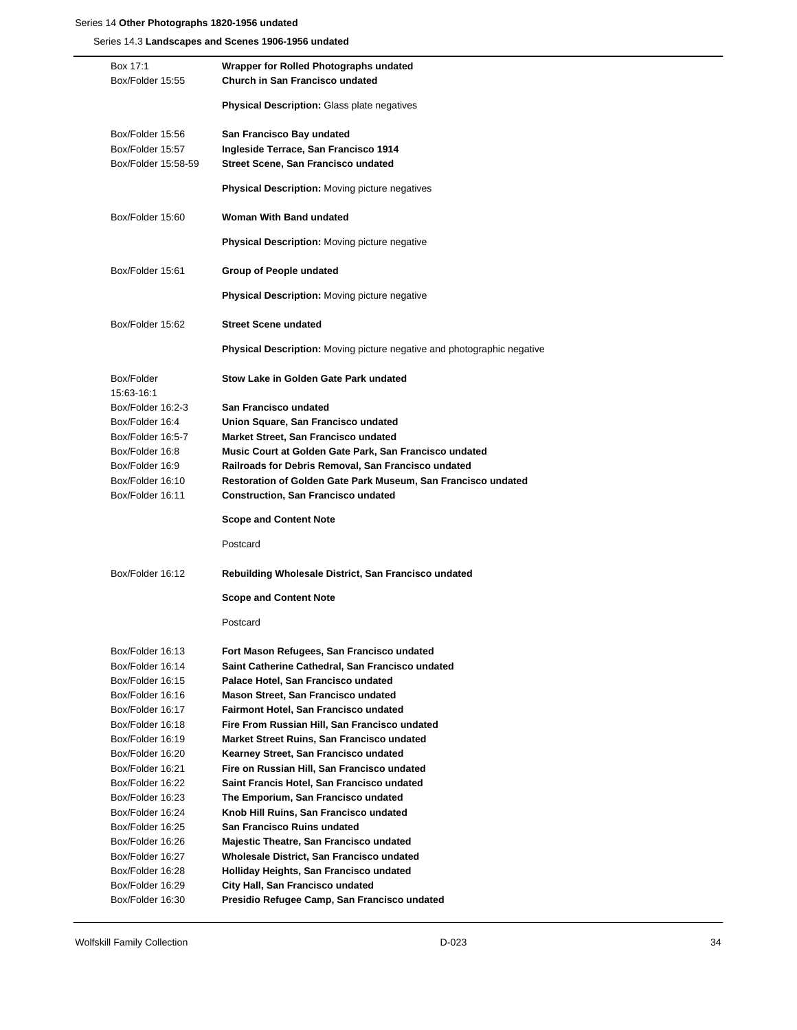Series 14 **Other Photographs 1820-1956 undated**

Series 14.3 **Landscapes and Scenes 1906-1956 undated**

Box 17:1 **Wrapper for Rolled Photographs undated**

Box/Folder 15:55 **Church in San Francisco undated**

**Physical Description:** Glass plate negatives

Box/Folder 15:56 **San Francisco Bay undated**

Box/Folder 15:57 **Ingleside Terrace, San Francisco 1914**

Box/Folder 15:58-59 **Street Scene, San Francisco undated**

**Physical Description:** Moving picture negatives

Box/Folder 15:60 **Woman With Band undated**

**Physical Description:** Moving picture negative

Box/Folder 15:61 **Group of People undated**

**Physical Description:** Moving picture negative

Box/Folder 15:62 **Street Scene undated**

**Physical Description:** Moving picture negative and photographic negative

Box/Folder 15:63-16:1 **Stow Lake in Golden Gate Park undated**

Box/Folder 16:2-3 **San Francisco undated**

Box/Folder 16:4 **Union Square, San Francisco undated**

Box/Folder 16:5-7 **Market Street, San Francisco undated**

Box/Folder 16:8 **Music Court at Golden Gate Park, San Francisco undated**

Box/Folder 16:9 **Railroads for Debris Removal, San Francisco undated**

Box/Folder 16:10 **Restoration of Golden Gate Park Museum, San Francisco undated**

Box/Folder 16:11 **Construction, San Francisco undated**

**Scope and Content Note**

Postcard

Box/Folder 16:12 **Rebuilding Wholesale District, San Francisco undated**

**Scope and Content Note**

Postcard

Box/Folder 16:13 **Fort Mason Refugees, San Francisco undated**

Box/Folder 16:14 **Saint Catherine Cathedral, San Francisco undated**

Box/Folder 16:15 **Palace Hotel, San Francisco undated**

Box/Folder 16:16 **Mason Street, San Francisco undated**

Box/Folder 16:17 **Fairmont Hotel, San Francisco undated**

Box/Folder 16:18 **Fire From Russian Hill, San Francisco undated**

Box/Folder 16:19 **Market Street Ruins, San Francisco undated**

Box/Folder 16:20 **Kearney Street, San Francisco undated**

Box/Folder 16:21 **Fire on Russian Hill, San Francisco undated**

Box/Folder 16:22 **Saint Francis Hotel, San Francisco undated**

Box/Folder 16:23 **The Emporium, San Francisco undated**

Box/Folder 16:24 **Knob Hill Ruins, San Francisco undated**

Box/Folder 16:25 **San Francisco Ruins undated**

Box/Folder 16:26 **Majestic Theatre, San Francisco undated**

Box/Folder 16:27 **Wholesale District, San Francisco undated**

Box/Folder 16:28 **Holliday Heights, San Francisco undated**

Box/Folder 16:29 **City Hall, San Francisco undated**

Box/Folder 16:30 **Presidio Refugee Camp, San Francisco undated**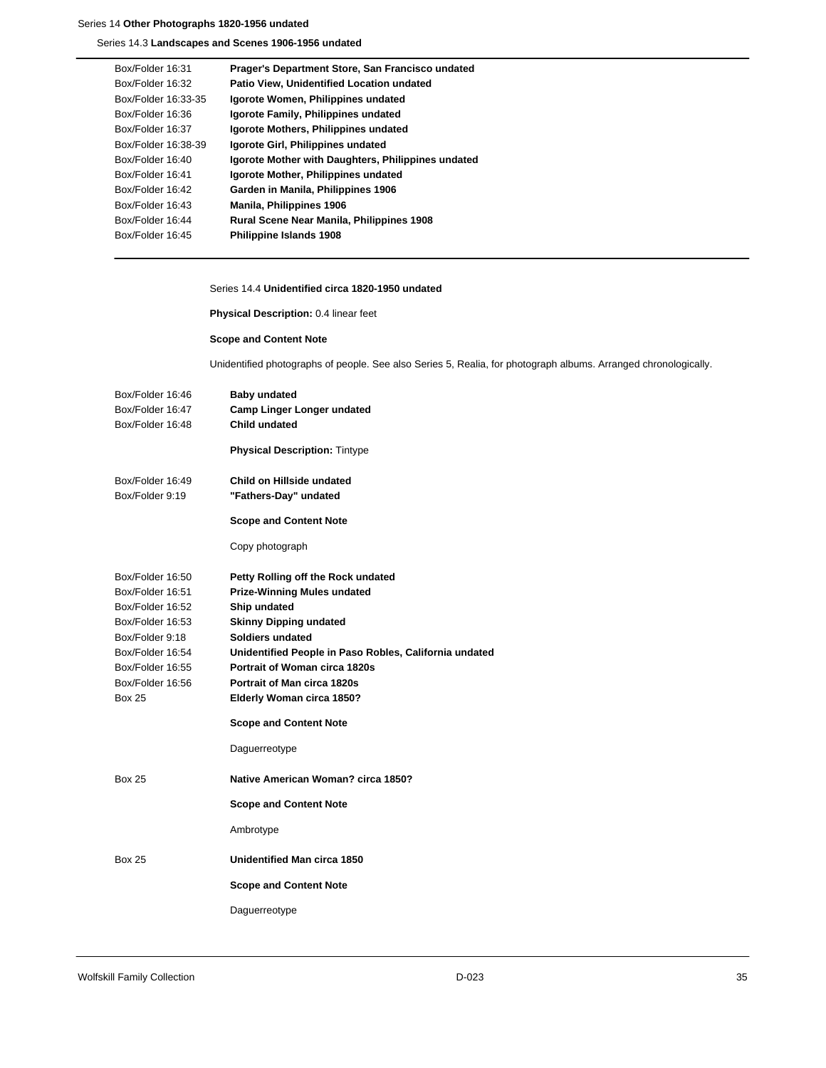Series 14 **Other Photographs 1820-1956 undated**

Series 14.3 **Landscapes and Scenes 1906-1956 undated**

| | |
|---|---|
| Box/Folder 16:31 | **Prager's Department Store, San Francisco undated** |
| Box/Folder 16:32 | **Patio View, Unidentified Location undated** |
| Box/Folder 16:33-35 | **Igorote Women, Philippines undated** |
| Box/Folder 16:36 | **Igorote Family, Philippines undated** |
| Box/Folder 16:37 | **Igorote Mothers, Philippines undated** |
| Box/Folder 16:38-39 | **Igorote Girl, Philippines undated** |
| Box/Folder 16:40 | **Igorote Mother with Daughters, Philippines undated** |
| Box/Folder 16:41 | **Igorote Mother, Philippines undated** |
| Box/Folder 16:42 | **Garden in Manila, Philippines 1906** |
| Box/Folder 16:43 | **Manila, Philippines 1906** |
| Box/Folder 16:44 | **Rural Scene Near Manila, Philippines 1908** |
| Box/Folder 16:45 | **Philippine Islands 1908** |

Series 14.4 **Unidentified circa 1820-1950 undated**

**Physical Description:** 0.4 linear feet

**Scope and Content Note**

Unidentified photographs of people. See also Series 5, Realia, for photograph albums. Arranged chronologically.

Box/Folder 16:46 **Baby undated**

Box/Folder 16:47 **Camp Linger Longer undated**

Box/Folder 16:48 **Child undated**

**Physical Description:** Tintype

Box/Folder 16:49 **Child on Hillside undated**

Box/Folder 9:19 **"Fathers-Day" undated**

**Scope and Content Note**

Copy photograph

Box/Folder 16:50 **Petty Rolling off the Rock undated**

Box/Folder 16:51 **Prize-Winning Mules undated**

Box/Folder 16:52 **Ship undated**

Box/Folder 16:53 **Skinny Dipping undated**

Box/Folder 9:18 **Soldiers undated**

Box/Folder 16:54 **Unidentified People in Paso Robles, California undated**

Box/Folder 16:55 **Portrait of Woman circa 1820s**

Box/Folder 16:56 **Portrait of Man circa 1820s**

Box 25 **Elderly Woman circa 1850?**

**Scope and Content Note**

Daguerreotype

Box 25 **Native American Woman? circa 1850?**

**Scope and Content Note**

Ambrotype

Box 25 **Unidentified Man circa 1850**

**Scope and Content Note**

Daguerreotype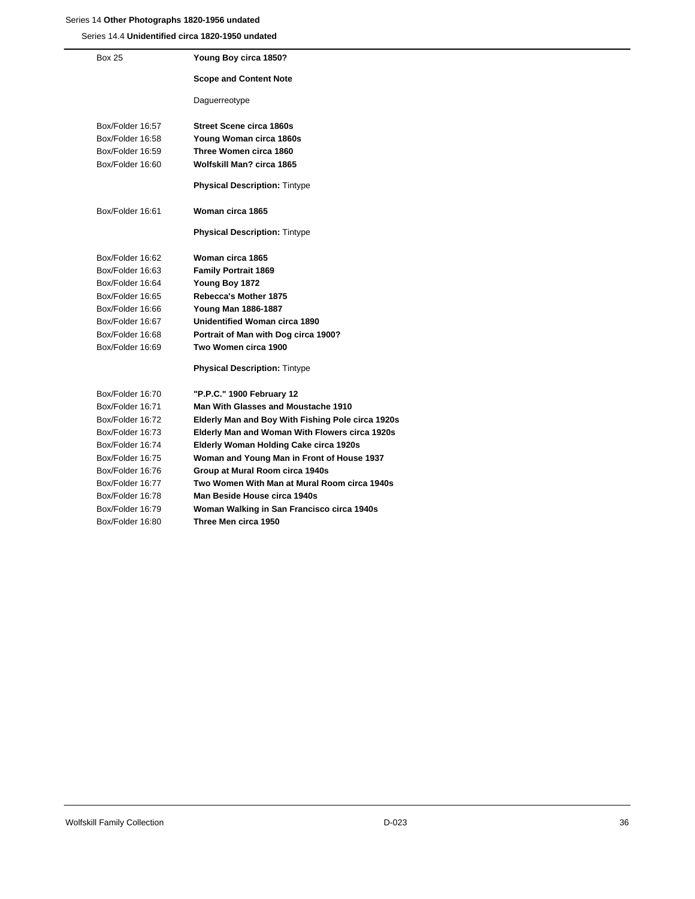Series 14 **Other Photographs 1820-1956 undated**

Series 14.4 **Unidentified circa 1820-1950 undated**

| | |
|---|---|
| Box 25 | **Young Boy circa 1850?** |
| | **Scope and Content Note** |
| | Daguerreotype |
| Box/Folder 16:57 | **Street Scene circa 1860s** |
| Box/Folder 16:58 | **Young Woman circa 1860s** |
| Box/Folder 16:59 | **Three Women circa 1860** |
| Box/Folder 16:60 | **Wolfskill Man? circa 1865** |
| | **Physical Description:** Tintype |
| Box/Folder 16:61 | **Woman circa 1865** |
| | **Physical Description:** Tintype |
| Box/Folder 16:62 | **Woman circa 1865** |
| Box/Folder 16:63 | **Family Portrait 1869** |
| Box/Folder 16:64 | **Young Boy 1872** |
| Box/Folder 16:65 | **Rebecca's Mother 1875** |
| Box/Folder 16:66 | **Young Man 1886-1887** |
| Box/Folder 16:67 | **Unidentified Woman circa 1890** |
| Box/Folder 16:68 | **Portrait of Man with Dog circa 1900?** |
| Box/Folder 16:69 | **Two Women circa 1900** |
| | **Physical Description:** Tintype |
| Box/Folder 16:70 | **"P.P.C." 1900 February 12** |
| Box/Folder 16:71 | **Man With Glasses and Moustache 1910** |
| Box/Folder 16:72 | **Elderly Man and Boy With Fishing Pole circa 1920s** |
| Box/Folder 16:73 | **Elderly Man and Woman With Flowers circa 1920s** |
| Box/Folder 16:74 | **Elderly Woman Holding Cake circa 1920s** |
| Box/Folder 16:75 | **Woman and Young Man in Front of House 1937** |
| Box/Folder 16:76 | **Group at Mural Room circa 1940s** |
| Box/Folder 16:77 | **Two Women With Man at Mural Room circa 1940s** |
| Box/Folder 16:78 | **Man Beside House circa 1940s** |
| Box/Folder 16:79 | **Woman Walking in San Francisco circa 1940s** |
| Box/Folder 16:80 | **Three Men circa 1950** |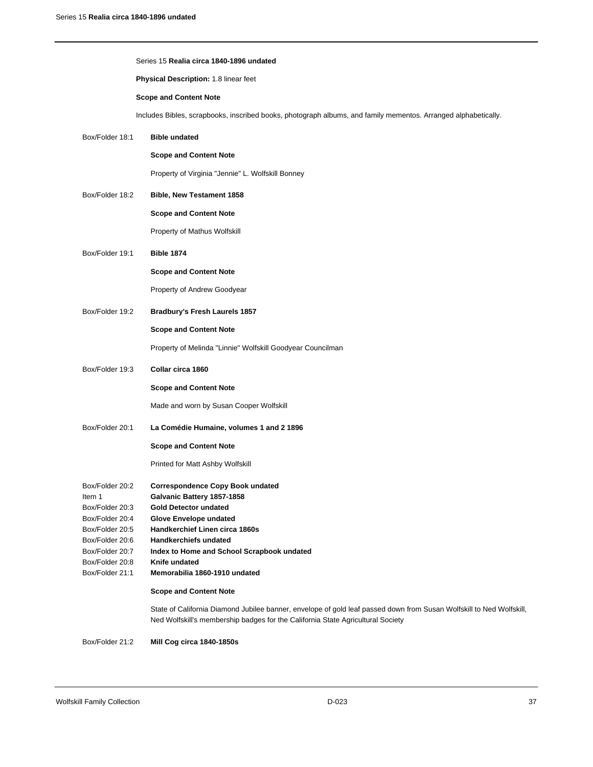## Series 15 **Realia circa 1840-1896 undated**

**Physical Description:** 1.8 linear feet

**Scope and Content Note**

Includes Bibles, scrapbooks, inscribed books, photograph albums, and family mementos. Arranged alphabetically.

Box/Folder 18:1 **Bible undated**

**Scope and Content Note**

Property of Virginia "Jennie" L. Wolfskill Bonney

Box/Folder 18:2 **Bible, New Testament 1858**

**Scope and Content Note**

Property of Mathus Wolfskill

Box/Folder 19:1 **Bible 1874**

**Scope and Content Note**

Property of Andrew Goodyear

Box/Folder 19:2 **Bradbury's Fresh Laurels 1857**

**Scope and Content Note**

Property of Melinda "Linnie" Wolfskill Goodyear Councilman

Box/Folder 19:3 **Collar circa 1860**

**Scope and Content Note**

Made and worn by Susan Cooper Wolfskill

Box/Folder 20:1 **La Comédie Humaine, volumes 1 and 2 1896**

**Scope and Content Note**

Printed for Matt Ashby Wolfskill

Box/Folder 20:2 **Correspondence Copy Book undated**
Item 1 **Galvanic Battery 1857-1858**
Box/Folder 20:3 **Gold Detector undated**
Box/Folder 20:4 **Glove Envelope undated**
Box/Folder 20:5 **Handkerchief Linen circa 1860s**
Box/Folder 20:6 **Handkerchiefs undated**
Box/Folder 20:7 **Index to Home and School Scrapbook undated**
Box/Folder 20:8 **Knife undated**
Box/Folder 21:1 **Memorabilia 1860-1910 undated**

**Scope and Content Note**

State of California Diamond Jubilee banner, envelope of gold leaf passed down from Susan Wolfskill to Ned Wolfskill, Ned Wolfskill's membership badges for the California State Agricultural Society

Box/Folder 21:2 **Mill Cog circa 1840-1850s**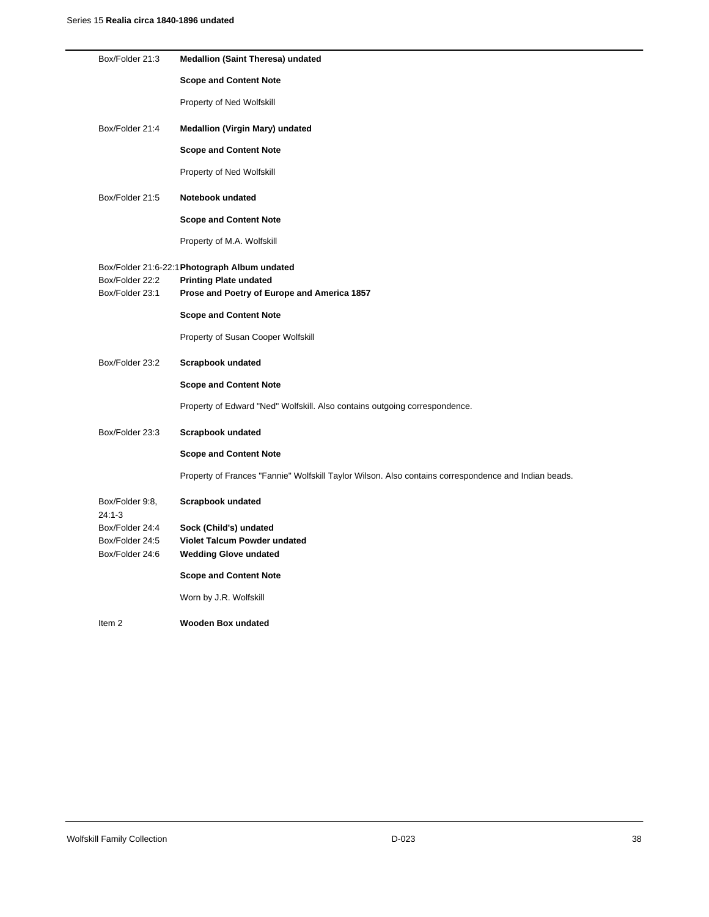Box/Folder 21:3 **Medallion (Saint Theresa) undated**

**Scope and Content Note**

Property of Ned Wolfskill

Box/Folder 21:4 **Medallion (Virgin Mary) undated**

**Scope and Content Note**

Property of Ned Wolfskill

Box/Folder 21:5 **Notebook undated**

**Scope and Content Note**

Property of M.A. Wolfskill

Box/Folder 21:6-22:1 **Photograph Album undated**

Box/Folder 22:2 **Printing Plate undated**

Box/Folder 23:1 **Prose and Poetry of Europe and America 1857**

**Scope and Content Note**

Property of Susan Cooper Wolfskill

Box/Folder 23:2 **Scrapbook undated**

**Scope and Content Note**

Property of Edward "Ned" Wolfskill. Also contains outgoing correspondence.

Box/Folder 23:3 **Scrapbook undated**

**Scope and Content Note**

Property of Frances "Fannie" Wolfskill Taylor Wilson. Also contains correspondence and Indian beads.

Box/Folder 9:8, 24:1-3 **Scrapbook undated**

Box/Folder 24:4 **Sock (Child's) undated**

Box/Folder 24:5 **Violet Talcum Powder undated**

Box/Folder 24:6 **Wedding Glove undated**

**Scope and Content Note**

Worn by J.R. Wolfskill

Item 2 **Wooden Box undated**